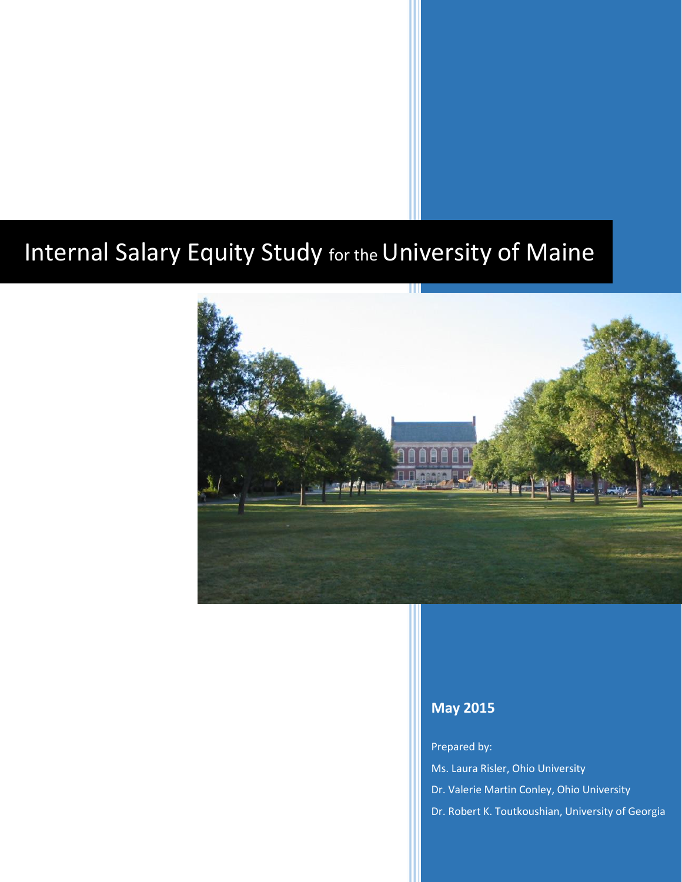# Internal Salary Equity Study for the University of Maine

**May 2015**

Prepared by:

Ms. Laura Risler, Ohio University

Dr. Valerie Martin Conley, Ohio University

Dr. Robert K. Toutkoushian, University of Georgia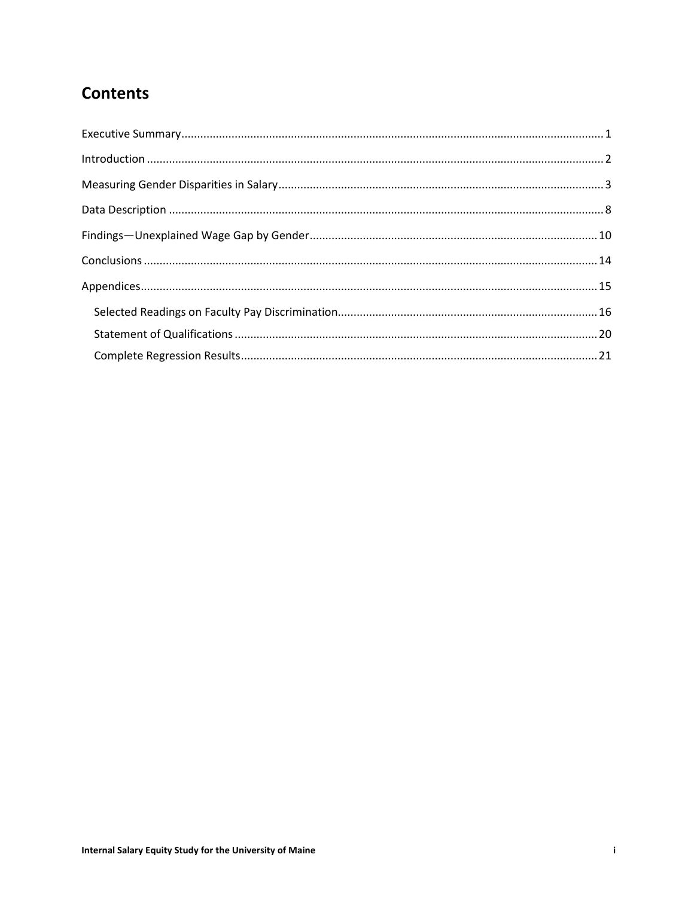# Contents

Executive Summary ........................................................................................................................ 1

Introduction ................................................................................................................................... 2

Measuring Gender Disparities in Salary ......................................................................................... 3

Data Description ............................................................................................................................ 8

Findings—Unexplained Wage Gap by Gender ............................................................................. 10

Conclusions .................................................................................................................................. 14

Appendices ................................................................................................................................... 15

- Selected Readings on Faculty Pay Discrimination ................................................................... 16
- Statement of Qualifications ...................................................................................................... 20
- Complete Regression Results ................................................................................................... 21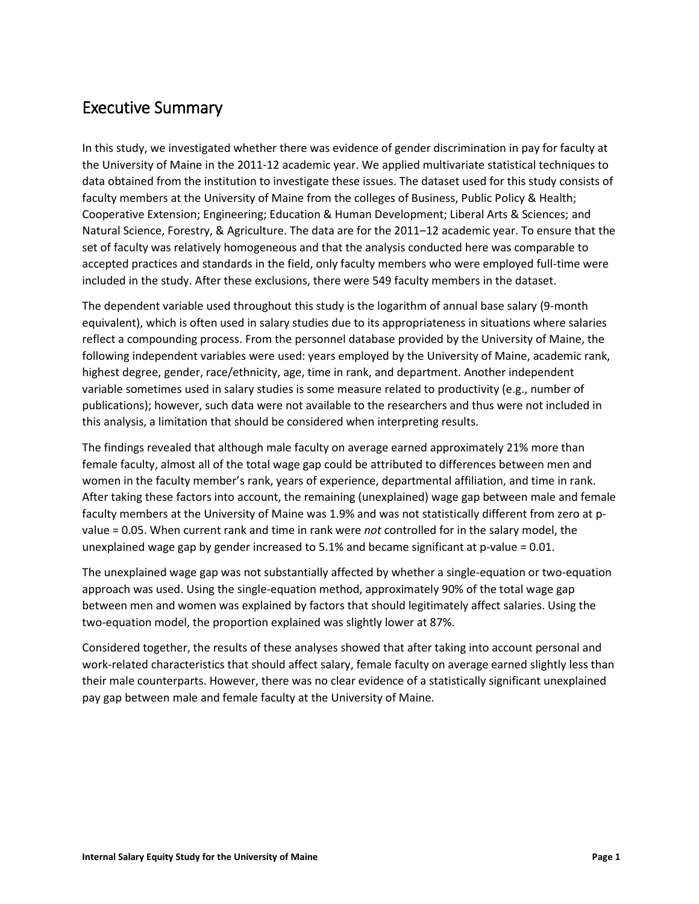## Executive Summary

In this study, we investigated whether there was evidence of gender discrimination in pay for faculty at the University of Maine in the 2011-12 academic year. We applied multivariate statistical techniques to data obtained from the institution to investigate these issues. The dataset used for this study consists of faculty members at the University of Maine from the colleges of Business, Public Policy & Health; Cooperative Extension; Engineering; Education & Human Development; Liberal Arts & Sciences; and Natural Science, Forestry, & Agriculture. The data are for the 2011–12 academic year. To ensure that the set of faculty was relatively homogeneous and that the analysis conducted here was comparable to accepted practices and standards in the field, only faculty members who were employed full-time were included in the study. After these exclusions, there were 549 faculty members in the dataset.

The dependent variable used throughout this study is the logarithm of annual base salary (9-month equivalent), which is often used in salary studies due to its appropriateness in situations where salaries reflect a compounding process. From the personnel database provided by the University of Maine, the following independent variables were used: years employed by the University of Maine, academic rank, highest degree, gender, race/ethnicity, age, time in rank, and department. Another independent variable sometimes used in salary studies is some measure related to productivity (e.g., number of publications); however, such data were not available to the researchers and thus were not included in this analysis, a limitation that should be considered when interpreting results.

The findings revealed that although male faculty on average earned approximately 21% more than female faculty, almost all of the total wage gap could be attributed to differences between men and women in the faculty member's rank, years of experience, departmental affiliation, and time in rank. After taking these factors into account, the remaining (unexplained) wage gap between male and female faculty members at the University of Maine was 1.9% and was not statistically different from zero at p-value = 0.05. When current rank and time in rank were *not* controlled for in the salary model, the unexplained wage gap by gender increased to 5.1% and became significant at p-value = 0.01.

The unexplained wage gap was not substantially affected by whether a single-equation or two-equation approach was used. Using the single-equation method, approximately 90% of the total wage gap between men and women was explained by factors that should legitimately affect salaries. Using the two-equation model, the proportion explained was slightly lower at 87%.

Considered together, the results of these analyses showed that after taking into account personal and work-related characteristics that should affect salary, female faculty on average earned slightly less than their male counterparts. However, there was no clear evidence of a statistically significant unexplained pay gap between male and female faculty at the University of Maine.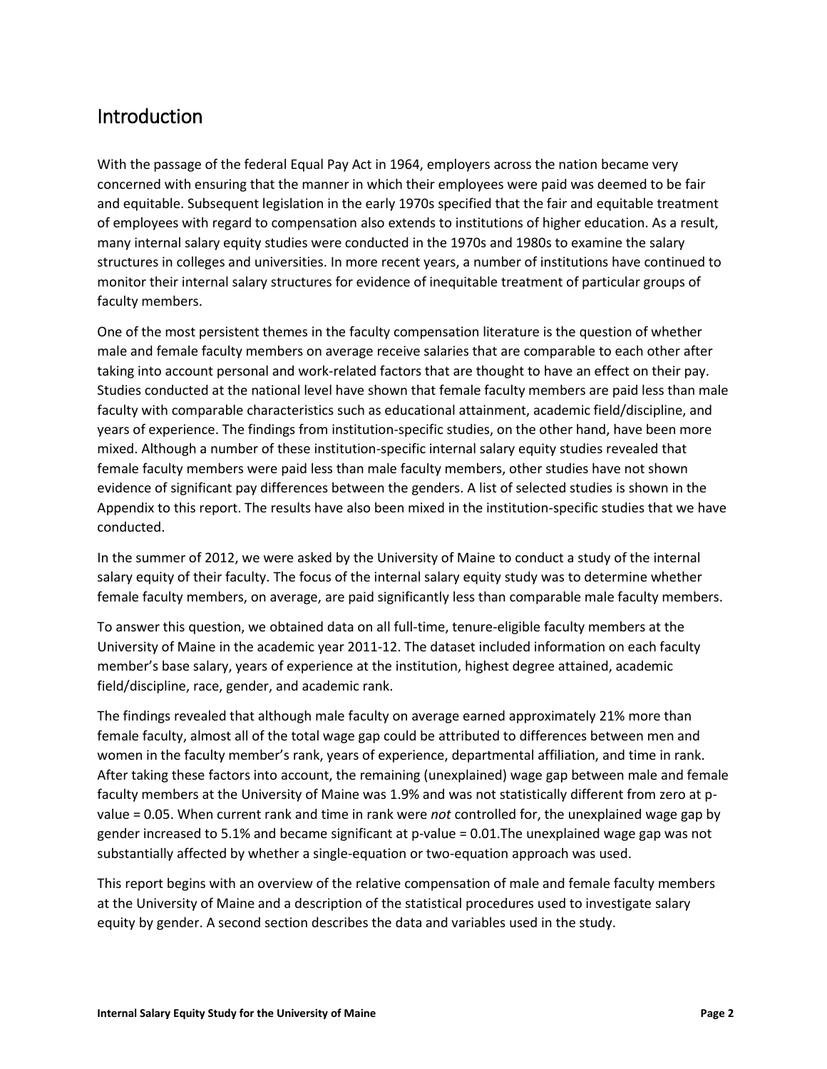## Introduction

With the passage of the federal Equal Pay Act in 1964, employers across the nation became very concerned with ensuring that the manner in which their employees were paid was deemed to be fair and equitable. Subsequent legislation in the early 1970s specified that the fair and equitable treatment of employees with regard to compensation also extends to institutions of higher education. As a result, many internal salary equity studies were conducted in the 1970s and 1980s to examine the salary structures in colleges and universities. In more recent years, a number of institutions have continued to monitor their internal salary structures for evidence of inequitable treatment of particular groups of faculty members.

One of the most persistent themes in the faculty compensation literature is the question of whether male and female faculty members on average receive salaries that are comparable to each other after taking into account personal and work-related factors that are thought to have an effect on their pay. Studies conducted at the national level have shown that female faculty members are paid less than male faculty with comparable characteristics such as educational attainment, academic field/discipline, and years of experience. The findings from institution-specific studies, on the other hand, have been more mixed. Although a number of these institution-specific internal salary equity studies revealed that female faculty members were paid less than male faculty members, other studies have not shown evidence of significant pay differences between the genders. A list of selected studies is shown in the Appendix to this report. The results have also been mixed in the institution-specific studies that we have conducted.

In the summer of 2012, we were asked by the University of Maine to conduct a study of the internal salary equity of their faculty. The focus of the internal salary equity study was to determine whether female faculty members, on average, are paid significantly less than comparable male faculty members.

To answer this question, we obtained data on all full-time, tenure-eligible faculty members at the University of Maine in the academic year 2011-12. The dataset included information on each faculty member's base salary, years of experience at the institution, highest degree attained, academic field/discipline, race, gender, and academic rank.

The findings revealed that although male faculty on average earned approximately 21% more than female faculty, almost all of the total wage gap could be attributed to differences between men and women in the faculty member's rank, years of experience, departmental affiliation, and time in rank. After taking these factors into account, the remaining (unexplained) wage gap between male and female faculty members at the University of Maine was 1.9% and was not statistically different from zero at p-value = 0.05. When current rank and time in rank were *not* controlled for, the unexplained wage gap by gender increased to 5.1% and became significant at p-value = 0.01.The unexplained wage gap was not substantially affected by whether a single-equation or two-equation approach was used.

This report begins with an overview of the relative compensation of male and female faculty members at the University of Maine and a description of the statistical procedures used to investigate salary equity by gender. A second section describes the data and variables used in the study.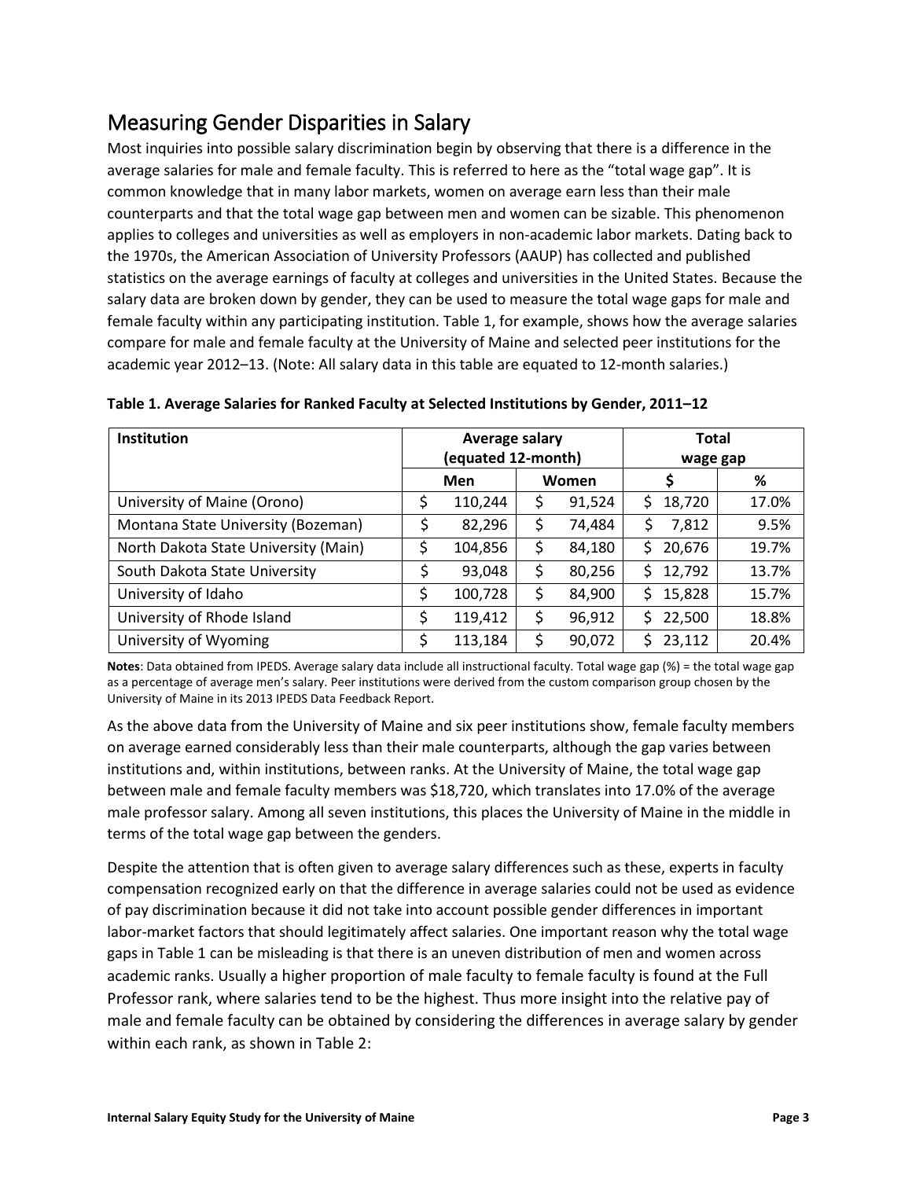## Measuring Gender Disparities in Salary

Most inquiries into possible salary discrimination begin by observing that there is a difference in the average salaries for male and female faculty. This is referred to here as the "total wage gap". It is common knowledge that in many labor markets, women on average earn less than their male counterparts and that the total wage gap between men and women can be sizable. This phenomenon applies to colleges and universities as well as employers in non-academic labor markets. Dating back to the 1970s, the American Association of University Professors (AAUP) has collected and published statistics on the average earnings of faculty at colleges and universities in the United States. Because the salary data are broken down by gender, they can be used to measure the total wage gaps for male and female faculty within any participating institution. Table 1, for example, shows how the average salaries compare for male and female faculty at the University of Maine and selected peer institutions for the academic year 2012–13. (Note: All salary data in this table are equated to 12-month salaries.)

**Table 1. Average Salaries for Ranked Faculty at Selected Institutions by Gender, 2011–12**

| Institution | Average salary (equated 12-month) | | Total wage gap | |
|---|---|---|---|---|
| | Men | Women | $ | % |
| University of Maine (Orono) | $ 110,244 | $ 91,524 | $ 18,720 | 17.0% |
| Montana State University (Bozeman) | $ 82,296 | $ 74,484 | $ 7,812 | 9.5% |
| North Dakota State University (Main) | $ 104,856 | $ 84,180 | $ 20,676 | 19.7% |
| South Dakota State University | $ 93,048 | $ 80,256 | $ 12,792 | 13.7% |
| University of Idaho | $ 100,728 | $ 84,900 | $ 15,828 | 15.7% |
| University of Rhode Island | $ 119,412 | $ 96,912 | $ 22,500 | 18.8% |
| University of Wyoming | $ 113,184 | $ 90,072 | $ 23,112 | 20.4% |

**Notes**: Data obtained from IPEDS. Average salary data include all instructional faculty. Total wage gap (%) = the total wage gap as a percentage of average men's salary. Peer institutions were derived from the custom comparison group chosen by the University of Maine in its 2013 IPEDS Data Feedback Report.

As the above data from the University of Maine and six peer institutions show, female faculty members on average earned considerably less than their male counterparts, although the gap varies between institutions and, within institutions, between ranks. At the University of Maine, the total wage gap between male and female faculty members was $18,720, which translates into 17.0% of the average male professor salary. Among all seven institutions, this places the University of Maine in the middle in terms of the total wage gap between the genders.

Despite the attention that is often given to average salary differences such as these, experts in faculty compensation recognized early on that the difference in average salaries could not be used as evidence of pay discrimination because it did not take into account possible gender differences in important labor-market factors that should legitimately affect salaries. One important reason why the total wage gaps in Table 1 can be misleading is that there is an uneven distribution of men and women across academic ranks. Usually a higher proportion of male faculty to female faculty is found at the Full Professor rank, where salaries tend to be the highest. Thus more insight into the relative pay of male and female faculty can be obtained by considering the differences in average salary by gender within each rank, as shown in Table 2: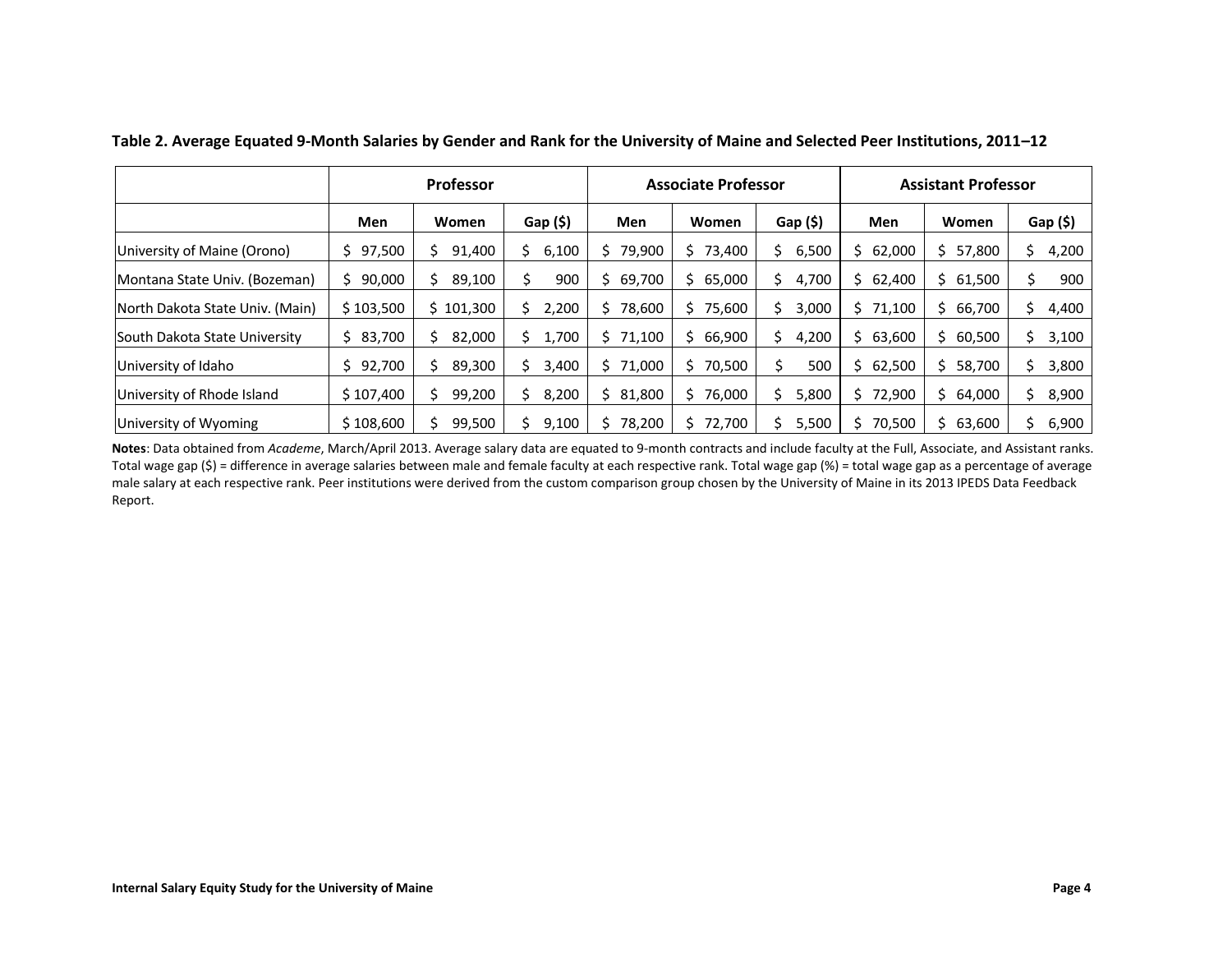**Table 2. Average Equated 9-Month Salaries by Gender and Rank for the University of Maine and Selected Peer Institutions, 2011–12**

| | Professor | | | Associate Professor | | | Assistant Professor | | |
|---|---|---|---|---|---|---|---|---|---|
| | Men | Women | Gap ($) | Men | Women | Gap ($) | Men | Women | Gap ($) |
| University of Maine (Orono) | $ 97,500 | $ 91,400 | $ 6,100 | $ 79,900 | $ 73,400 | $ 6,500 | $ 62,000 | $ 57,800 | $ 4,200 |
| Montana State Univ. (Bozeman) | $ 90,000 | $ 89,100 | $ 900 | $ 69,700 | $ 65,000 | $ 4,700 | $ 62,400 | $ 61,500 | $ 900 |
| North Dakota State Univ. (Main) | $ 103,500 | $ 101,300 | $ 2,200 | $ 78,600 | $ 75,600 | $ 3,000 | $ 71,100 | $ 66,700 | $ 4,400 |
| South Dakota State University | $ 83,700 | $ 82,000 | $ 1,700 | $ 71,100 | $ 66,900 | $ 4,200 | $ 63,600 | $ 60,500 | $ 3,100 |
| University of Idaho | $ 92,700 | $ 89,300 | $ 3,400 | $ 71,000 | $ 70,500 | $ 500 | $ 62,500 | $ 58,700 | $ 3,800 |
| University of Rhode Island | $ 107,400 | $ 99,200 | $ 8,200 | $ 81,800 | $ 76,000 | $ 5,800 | $ 72,900 | $ 64,000 | $ 8,900 |
| University of Wyoming | $ 108,600 | $ 99,500 | $ 9,100 | $ 78,200 | $ 72,700 | $ 5,500 | $ 70,500 | $ 63,600 | $ 6,900 |

**Notes**: Data obtained from *Academe*, March/April 2013. Average salary data are equated to 9-month contracts and include faculty at the Full, Associate, and Assistant ranks. Total wage gap ($) = difference in average salaries between male and female faculty at each respective rank. Total wage gap (%) = total wage gap as a percentage of average male salary at each respective rank. Peer institutions were derived from the custom comparison group chosen by the University of Maine in its 2013 IPEDS Data Feedback Report.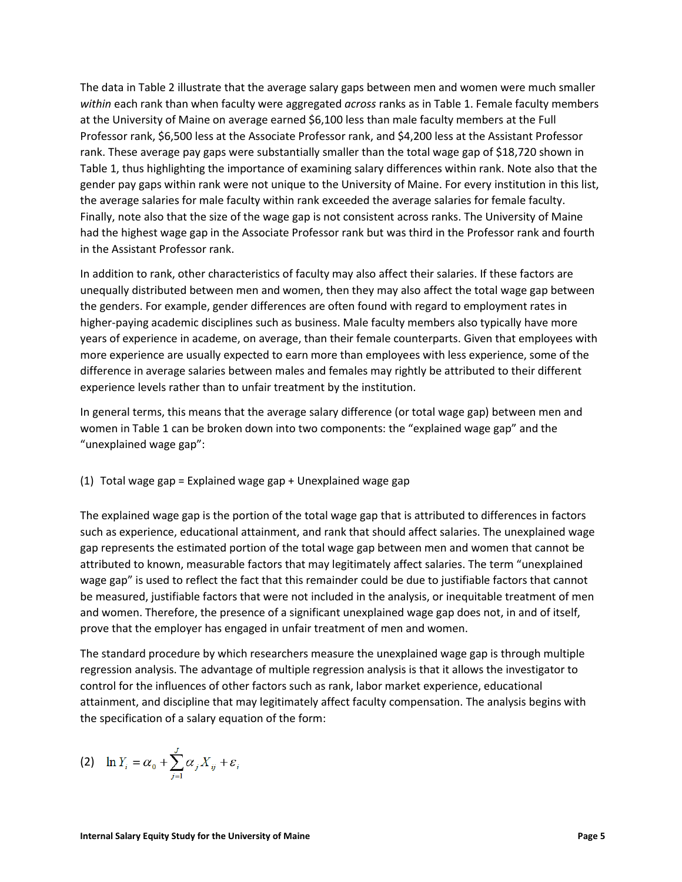The data in Table 2 illustrate that the average salary gaps between men and women were much smaller *within* each rank than when faculty were aggregated *across* ranks as in Table 1. Female faculty members at the University of Maine on average earned $6,100 less than male faculty members at the Full Professor rank, $6,500 less at the Associate Professor rank, and $4,200 less at the Assistant Professor rank. These average pay gaps were substantially smaller than the total wage gap of $18,720 shown in Table 1, thus highlighting the importance of examining salary differences within rank. Note also that the gender pay gaps within rank were not unique to the University of Maine. For every institution in this list, the average salaries for male faculty within rank exceeded the average salaries for female faculty. Finally, note also that the size of the wage gap is not consistent across ranks. The University of Maine had the highest wage gap in the Associate Professor rank but was third in the Professor rank and fourth in the Assistant Professor rank.

In addition to rank, other characteristics of faculty may also affect their salaries. If these factors are unequally distributed between men and women, then they may also affect the total wage gap between the genders. For example, gender differences are often found with regard to employment rates in higher-paying academic disciplines such as business. Male faculty members also typically have more years of experience in academe, on average, than their female counterparts. Given that employees with more experience are usually expected to earn more than employees with less experience, some of the difference in average salaries between males and females may rightly be attributed to their different experience levels rather than to unfair treatment by the institution.

In general terms, this means that the average salary difference (or total wage gap) between men and women in Table 1 can be broken down into two components: the "explained wage gap" and the "unexplained wage gap":

(1) Total wage gap = Explained wage gap + Unexplained wage gap

The explained wage gap is the portion of the total wage gap that is attributed to differences in factors such as experience, educational attainment, and rank that should affect salaries. The unexplained wage gap represents the estimated portion of the total wage gap between men and women that cannot be attributed to known, measurable factors that may legitimately affect salaries. The term "unexplained wage gap" is used to reflect the fact that this remainder could be due to justifiable factors that cannot be measured, justifiable factors that were not included in the analysis, or inequitable treatment of men and women. Therefore, the presence of a significant unexplained wage gap does not, in and of itself, prove that the employer has engaged in unfair treatment of men and women.

The standard procedure by which researchers measure the unexplained wage gap is through multiple regression analysis. The advantage of multiple regression analysis is that it allows the investigator to control for the influences of other factors such as rank, labor market experience, educational attainment, and discipline that may legitimately affect faculty compensation. The analysis begins with the specification of a salary equation of the form:

$$(2) \quad \ln Y_i = \alpha_0 + \sum_{j=1}^{J} \alpha_j X_{ij} + \varepsilon_i$$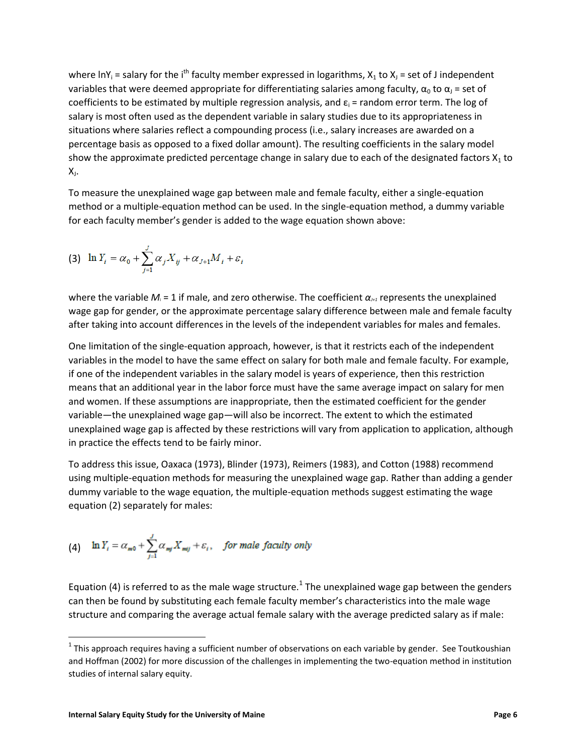where $\ln Y_i$ = salary for the $i^{th}$ faculty member expressed in logarithms, $X_1$ to $X_J$ = set of J independent variables that were deemed appropriate for differentiating salaries among faculty, $\alpha_0$ to $\alpha_J$ = set of coefficients to be estimated by multiple regression analysis, and $\varepsilon_i$ = random error term. The log of salary is most often used as the dependent variable in salary studies due to its appropriateness in situations where salaries reflect a compounding process (i.e., salary increases are awarded on a percentage basis as opposed to a fixed dollar amount). The resulting coefficients in the salary model show the approximate predicted percentage change in salary due to each of the designated factors $X_1$ to $X_J$.

To measure the unexplained wage gap between male and female faculty, either a single-equation method or a multiple-equation method can be used. In the single-equation method, a dummy variable for each faculty member's gender is added to the wage equation shown above:

$$(3) \quad \ln Y_i = \alpha_0 + \sum_{j=1}^{J} \alpha_j X_{ij} + \alpha_{J+1} M_i + \varepsilon_i$$

where the variable $M_i$ = 1 if male, and zero otherwise. The coefficient $\alpha_{J+1}$ represents the unexplained wage gap for gender, or the approximate percentage salary difference between male and female faculty after taking into account differences in the levels of the independent variables for males and females.

One limitation of the single-equation approach, however, is that it restricts each of the independent variables in the model to have the same effect on salary for both male and female faculty. For example, if one of the independent variables in the salary model is years of experience, then this restriction means that an additional year in the labor force must have the same average impact on salary for men and women. If these assumptions are inappropriate, then the estimated coefficient for the gender variable—the unexplained wage gap—will also be incorrect. The extent to which the estimated unexplained wage gap is affected by these restrictions will vary from application to application, although in practice the effects tend to be fairly minor.

To address this issue, Oaxaca (1973), Blinder (1973), Reimers (1983), and Cotton (1988) recommend using multiple-equation methods for measuring the unexplained wage gap. Rather than adding a gender dummy variable to the wage equation, the multiple-equation methods suggest estimating the wage equation (2) separately for males:

$$(4) \quad \ln Y_i = \alpha_{m0} + \sum_{j=1}^{J} \alpha_{mj} X_{mij} + \varepsilon_i, \quad \textit{for male faculty only}$$

Equation (4) is referred to as the male wage structure.[1] The unexplained wage gap between the genders can then be found by substituting each female faculty member's characteristics into the male wage structure and comparing the average actual female salary with the average predicted salary as if male:

[1] This approach requires having a sufficient number of observations on each variable by gender. See Toutkoushian and Hoffman (2002) for more discussion of the challenges in implementing the two-equation method in institution studies of internal salary equity.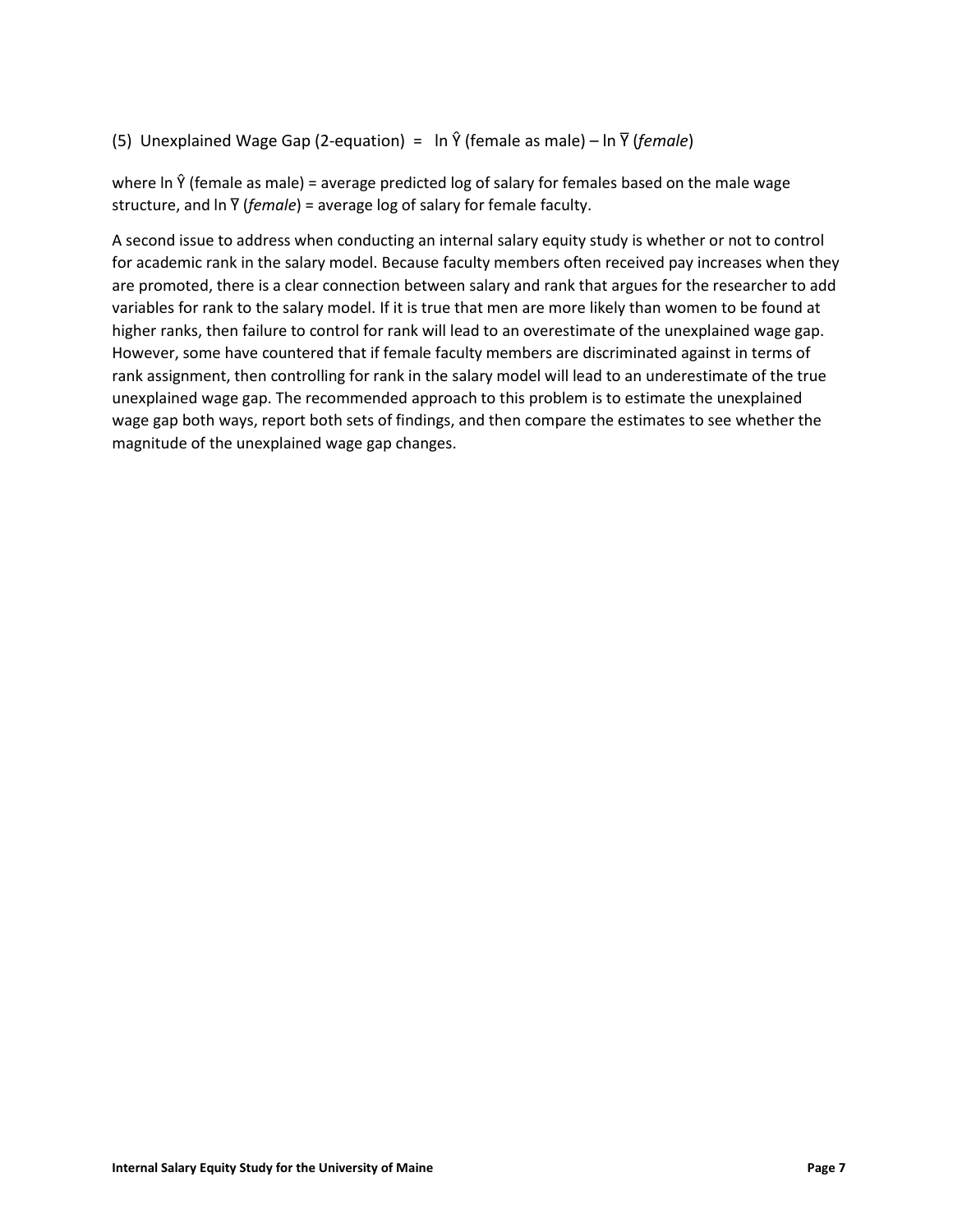(5) Unexplained Wage Gap (2-equation) = $\ln \hat{Y}$ (female as male) – $\ln \bar{Y}$ (*female*)

where $\ln \hat{Y}$ (female as male) = average predicted log of salary for females based on the male wage structure, and $\ln \bar{Y}$ (*female*) = average log of salary for female faculty.

A second issue to address when conducting an internal salary equity study is whether or not to control for academic rank in the salary model. Because faculty members often received pay increases when they are promoted, there is a clear connection between salary and rank that argues for the researcher to add variables for rank to the salary model. If it is true that men are more likely than women to be found at higher ranks, then failure to control for rank will lead to an overestimate of the unexplained wage gap. However, some have countered that if female faculty members are discriminated against in terms of rank assignment, then controlling for rank in the salary model will lead to an underestimate of the true unexplained wage gap. The recommended approach to this problem is to estimate the unexplained wage gap both ways, report both sets of findings, and then compare the estimates to see whether the magnitude of the unexplained wage gap changes.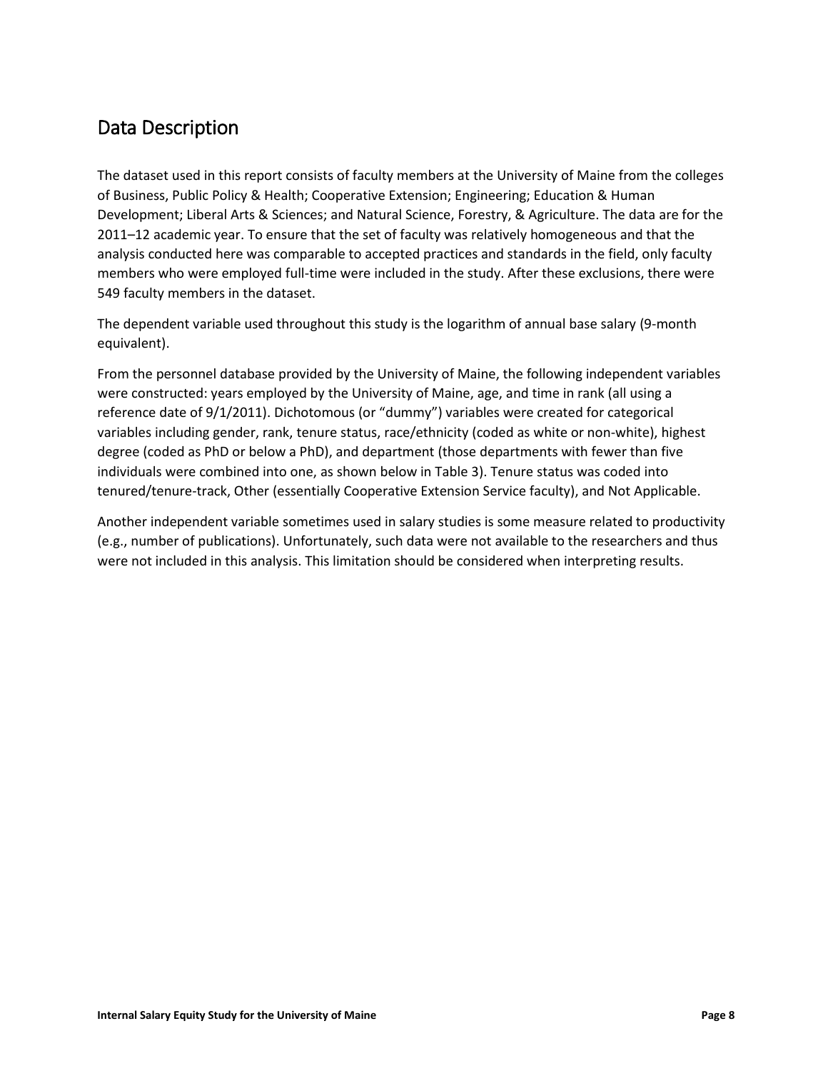## Data Description

The dataset used in this report consists of faculty members at the University of Maine from the colleges of Business, Public Policy & Health; Cooperative Extension; Engineering; Education & Human Development; Liberal Arts & Sciences; and Natural Science, Forestry, & Agriculture. The data are for the 2011–12 academic year. To ensure that the set of faculty was relatively homogeneous and that the analysis conducted here was comparable to accepted practices and standards in the field, only faculty members who were employed full-time were included in the study. After these exclusions, there were 549 faculty members in the dataset.

The dependent variable used throughout this study is the logarithm of annual base salary (9-month equivalent).

From the personnel database provided by the University of Maine, the following independent variables were constructed: years employed by the University of Maine, age, and time in rank (all using a reference date of 9/1/2011). Dichotomous (or "dummy") variables were created for categorical variables including gender, rank, tenure status, race/ethnicity (coded as white or non-white), highest degree (coded as PhD or below a PhD), and department (those departments with fewer than five individuals were combined into one, as shown below in Table 3). Tenure status was coded into tenured/tenure-track, Other (essentially Cooperative Extension Service faculty), and Not Applicable.

Another independent variable sometimes used in salary studies is some measure related to productivity (e.g., number of publications). Unfortunately, such data were not available to the researchers and thus were not included in this analysis. This limitation should be considered when interpreting results.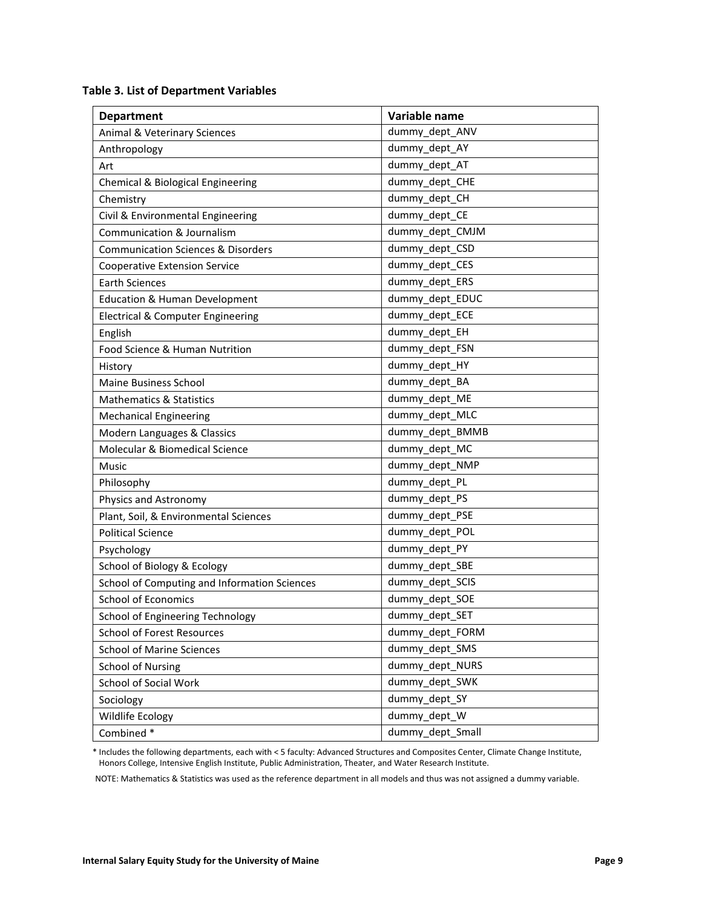**Table 3. List of Department Variables**

| Department | Variable name |
| --- | --- |
| Animal & Veterinary Sciences | dummy_dept_ANV |
| Anthropology | dummy_dept_AY |
| Art | dummy_dept_AT |
| Chemical & Biological Engineering | dummy_dept_CHE |
| Chemistry | dummy_dept_CH |
| Civil & Environmental Engineering | dummy_dept_CE |
| Communication & Journalism | dummy_dept_CMJM |
| Communication Sciences & Disorders | dummy_dept_CSD |
| Cooperative Extension Service | dummy_dept_CES |
| Earth Sciences | dummy_dept_ERS |
| Education & Human Development | dummy_dept_EDUC |
| Electrical & Computer Engineering | dummy_dept_ECE |
| English | dummy_dept_EH |
| Food Science & Human Nutrition | dummy_dept_FSN |
| History | dummy_dept_HY |
| Maine Business School | dummy_dept_BA |
| Mathematics & Statistics | dummy_dept_ME |
| Mechanical Engineering | dummy_dept_MLC |
| Modern Languages & Classics | dummy_dept_BMMB |
| Molecular & Biomedical Science | dummy_dept_MC |
| Music | dummy_dept_NMP |
| Philosophy | dummy_dept_PL |
| Physics and Astronomy | dummy_dept_PS |
| Plant, Soil, & Environmental Sciences | dummy_dept_PSE |
| Political Science | dummy_dept_POL |
| Psychology | dummy_dept_PY |
| School of Biology & Ecology | dummy_dept_SBE |
| School of Computing and Information Sciences | dummy_dept_SCIS |
| School of Economics | dummy_dept_SOE |
| School of Engineering Technology | dummy_dept_SET |
| School of Forest Resources | dummy_dept_FORM |
| School of Marine Sciences | dummy_dept_SMS |
| School of Nursing | dummy_dept_NURS |
| School of Social Work | dummy_dept_SWK |
| Sociology | dummy_dept_SY |
| Wildlife Ecology | dummy_dept_W |
| Combined * | dummy_dept_Small |

\* Includes the following departments, each with < 5 faculty: Advanced Structures and Composites Center, Climate Change Institute, Honors College, Intensive English Institute, Public Administration, Theater, and Water Research Institute.

NOTE: Mathematics & Statistics was used as the reference department in all models and thus was not assigned a dummy variable.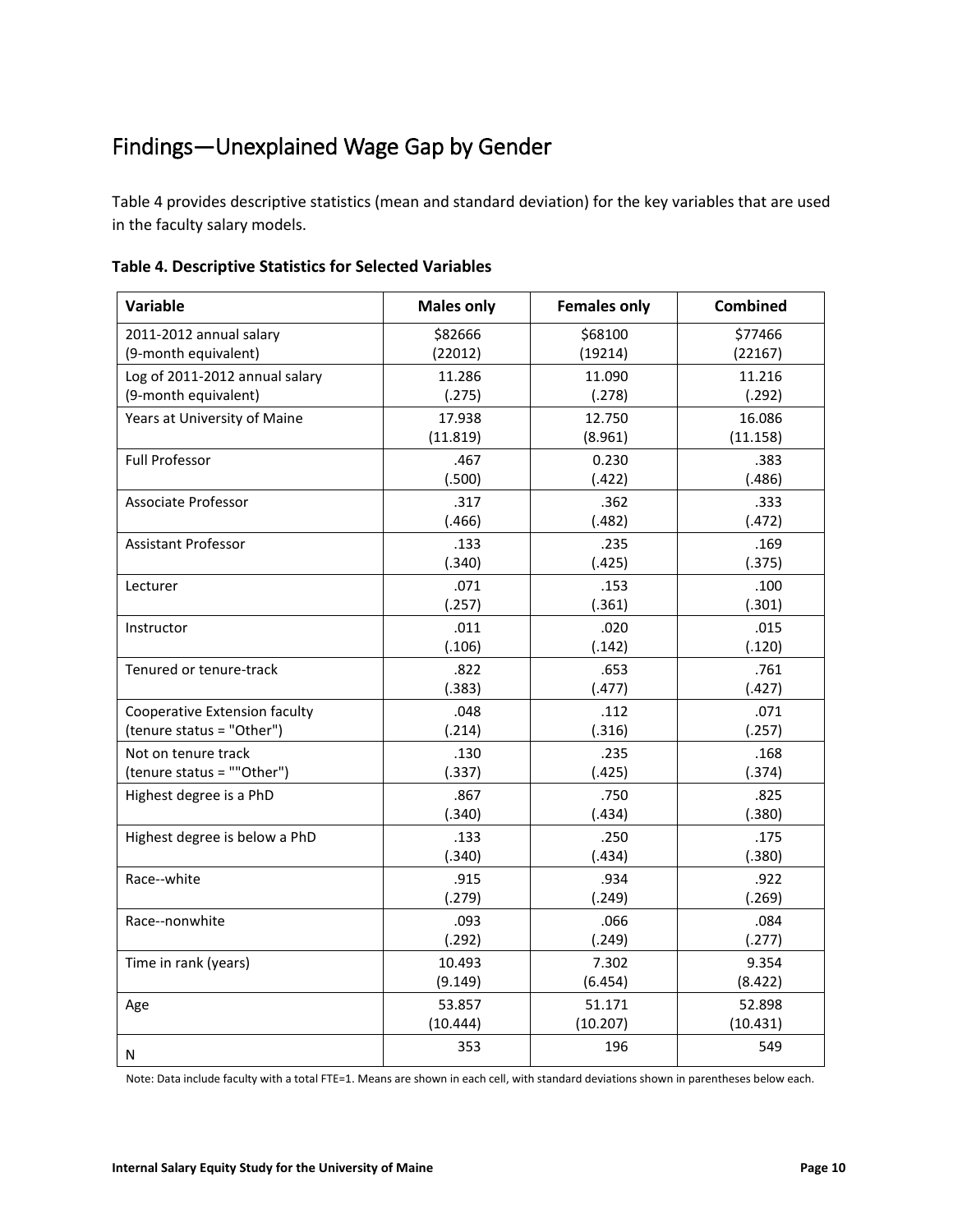## Findings—Unexplained Wage Gap by Gender

Table 4 provides descriptive statistics (mean and standard deviation) for the key variables that are used in the faculty salary models.

**Table 4. Descriptive Statistics for Selected Variables**

| Variable | Males only | Females only | Combined |
|---|---|---|---|
| 2011-2012 annual salary (9-month equivalent) | $82666 (22012) | $68100 (19214) | $77466 (22167) |
| Log of 2011-2012 annual salary (9-month equivalent) | 11.286 (.275) | 11.090 (.278) | 11.216 (.292) |
| Years at University of Maine | 17.938 (11.819) | 12.750 (8.961) | 16.086 (11.158) |
| Full Professor | .467 (.500) | 0.230 (.422) | .383 (.486) |
| Associate Professor | .317 (.466) | .362 (.482) | .333 (.472) |
| Assistant Professor | .133 (.340) | .235 (.425) | .169 (.375) |
| Lecturer | .071 (.257) | .153 (.361) | .100 (.301) |
| Instructor | .011 (.106) | .020 (.142) | .015 (.120) |
| Tenured or tenure-track | .822 (.383) | .653 (.477) | .761 (.427) |
| Cooperative Extension faculty (tenure status = "Other") | .048 (.214) | .112 (.316) | .071 (.257) |
| Not on tenure track (tenure status = ""Other") | .130 (.337) | .235 (.425) | .168 (.374) |
| Highest degree is a PhD | .867 (.340) | .750 (.434) | .825 (.380) |
| Highest degree is below a PhD | .133 (.340) | .250 (.434) | .175 (.380) |
| Race--white | .915 (.279) | .934 (.249) | .922 (.269) |
| Race--nonwhite | .093 (.292) | .066 (.249) | .084 (.277) |
| Time in rank (years) | 10.493 (9.149) | 7.302 (6.454) | 9.354 (8.422) |
| Age | 53.857 (10.444) | 51.171 (10.207) | 52.898 (10.431) |
| N | 353 | 196 | 549 |

Note: Data include faculty with a total FTE=1. Means are shown in each cell, with standard deviations shown in parentheses below each.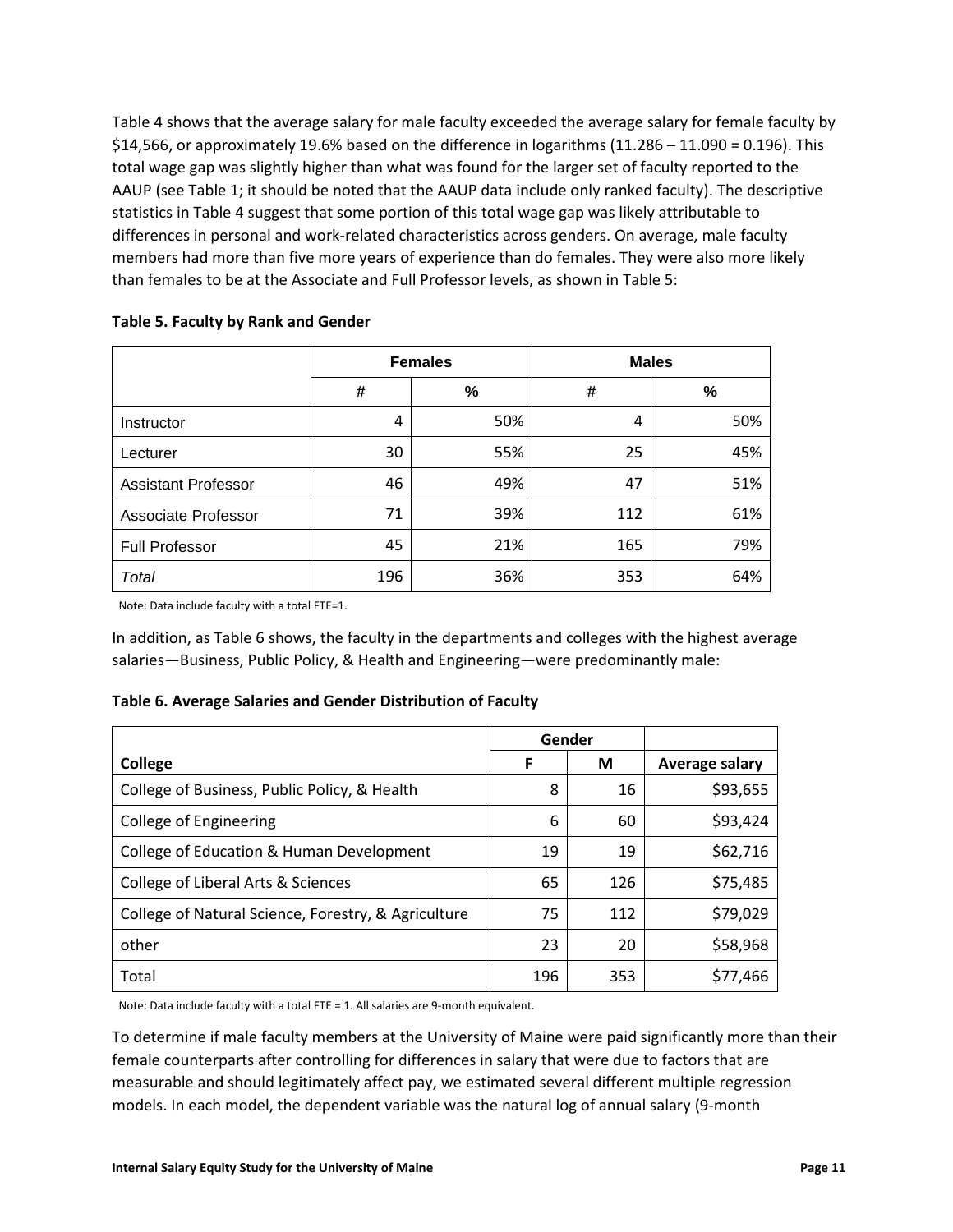Table 4 shows that the average salary for male faculty exceeded the average salary for female faculty by \$14,566, or approximately 19.6% based on the difference in logarithms (11.286 – 11.090 = 0.196). This total wage gap was slightly higher than what was found for the larger set of faculty reported to the AAUP (see Table 1; it should be noted that the AAUP data include only ranked faculty). The descriptive statistics in Table 4 suggest that some portion of this total wage gap was likely attributable to differences in personal and work-related characteristics across genders. On average, male faculty members had more than five more years of experience than do females. They were also more likely than females to be at the Associate and Full Professor levels, as shown in Table 5:

**Table 5. Faculty by Rank and Gender**

| | Females | | Males | |
|---|---|---|---|---|
| | # | % | # | % |
| Instructor | 4 | 50% | 4 | 50% |
| Lecturer | 30 | 55% | 25 | 45% |
| Assistant Professor | 46 | 49% | 47 | 51% |
| Associate Professor | 71 | 39% | 112 | 61% |
| Full Professor | 45 | 21% | 165 | 79% |
| *Total* | 196 | 36% | 353 | 64% |

Note: Data include faculty with a total FTE=1.

In addition, as Table 6 shows, the faculty in the departments and colleges with the highest average salaries—Business, Public Policy, & Health and Engineering—were predominantly male:

**Table 6. Average Salaries and Gender Distribution of Faculty**

| | Gender | | |
|---|---|---|---|
| **College** | **F** | **M** | **Average salary** |
| College of Business, Public Policy, & Health | 8 | 16 | \$93,655 |
| College of Engineering | 6 | 60 | \$93,424 |
| College of Education & Human Development | 19 | 19 | \$62,716 |
| College of Liberal Arts & Sciences | 65 | 126 | \$75,485 |
| College of Natural Science, Forestry, & Agriculture | 75 | 112 | \$79,029 |
| other | 23 | 20 | \$58,968 |
| Total | 196 | 353 | \$77,466 |

Note: Data include faculty with a total FTE = 1. All salaries are 9-month equivalent.

To determine if male faculty members at the University of Maine were paid significantly more than their female counterparts after controlling for differences in salary that were due to factors that are measurable and should legitimately affect pay, we estimated several different multiple regression models. In each model, the dependent variable was the natural log of annual salary (9-month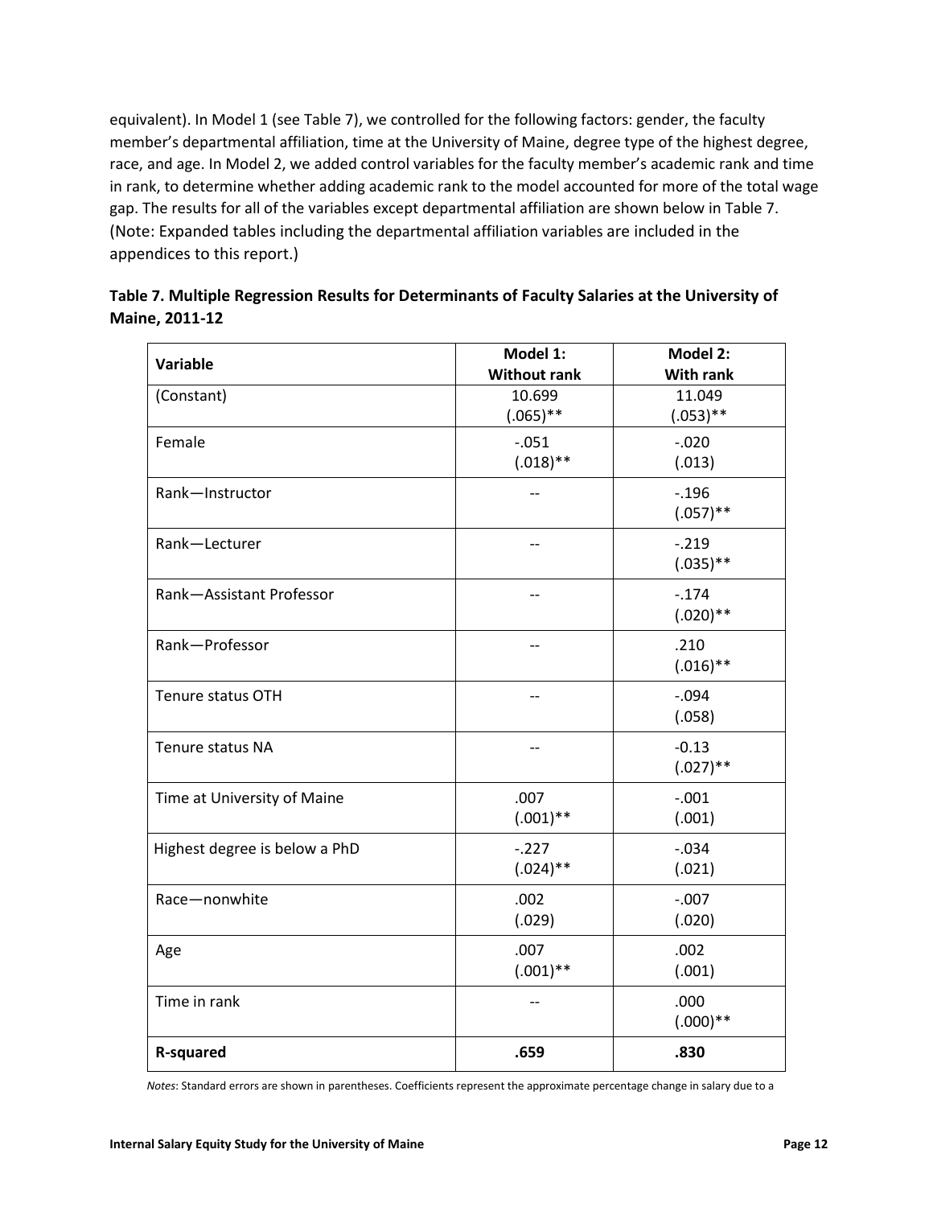equivalent). In Model 1 (see Table 7), we controlled for the following factors: gender, the faculty member's departmental affiliation, time at the University of Maine, degree type of the highest degree, race, and age. In Model 2, we added control variables for the faculty member's academic rank and time in rank, to determine whether adding academic rank to the model accounted for more of the total wage gap. The results for all of the variables except departmental affiliation are shown below in Table 7. (Note: Expanded tables including the departmental affiliation variables are included in the appendices to this report.)

**Table 7. Multiple Regression Results for Determinants of Faculty Salaries at the University of Maine, 2011-12**

| Variable | Model 1: Without rank | Model 2: With rank |
|---|---|---|
| (Constant) | 10.699 (.065)** | 11.049 (.053)** |
| Female | -.051 (.018)** | -.020 (.013) |
| Rank—Instructor | -- | -.196 (.057)** |
| Rank—Lecturer | -- | -.219 (.035)** |
| Rank—Assistant Professor | -- | -.174 (.020)** |
| Rank—Professor | -- | .210 (.016)** |
| Tenure status OTH | -- | -.094 (.058) |
| Tenure status NA | -- | -0.13 (.027)** |
| Time at University of Maine | .007 (.001)** | -.001 (.001) |
| Highest degree is below a PhD | -.227 (.024)** | -.034 (.021) |
| Race—nonwhite | .002 (.029) | -.007 (.020) |
| Age | .007 (.001)** | .002 (.001) |
| Time in rank | -- | .000 (.000)** |
| **R-squared** | **.659** | **.830** |

*Notes*: Standard errors are shown in parentheses. Coefficients represent the approximate percentage change in salary due to a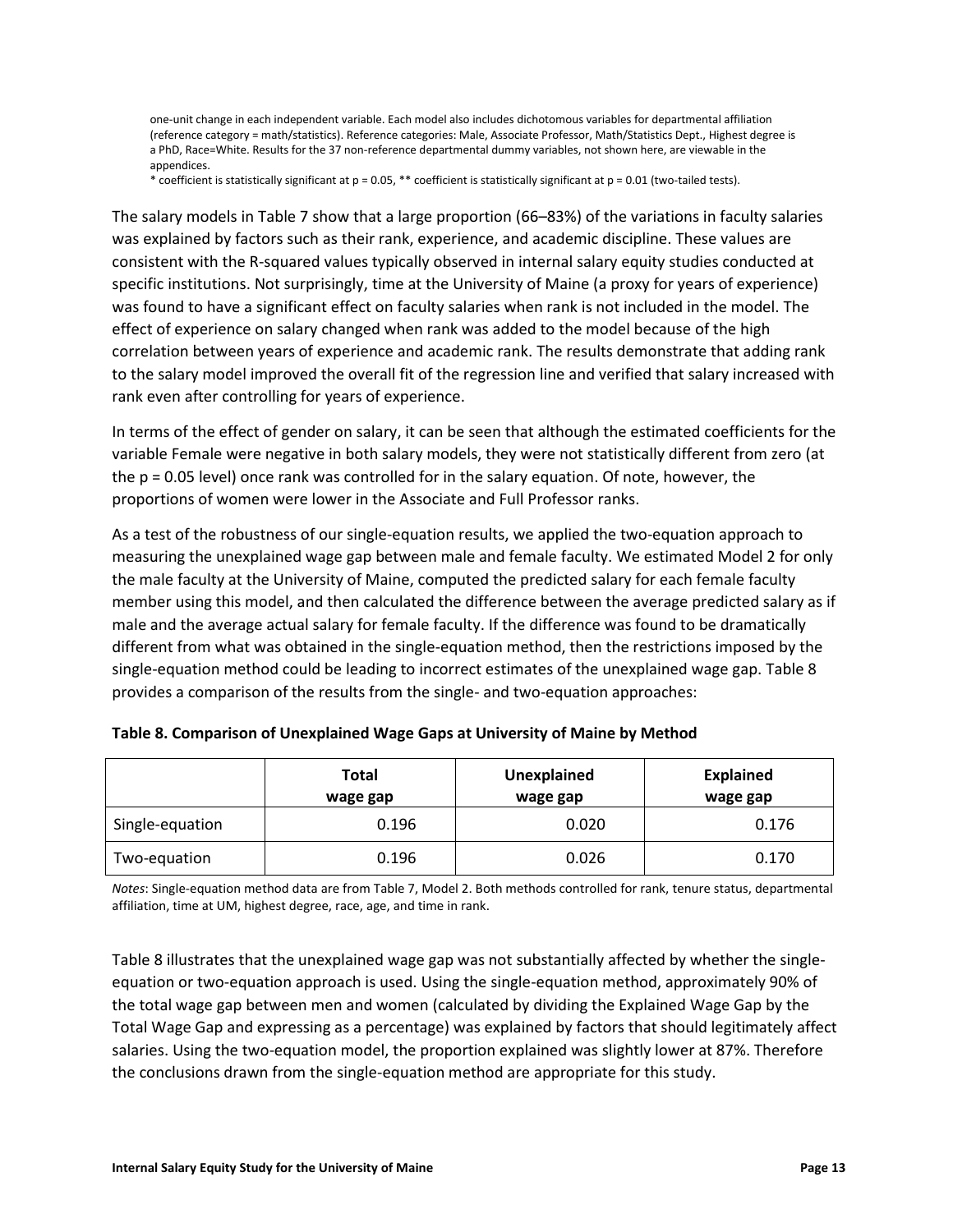one-unit change in each independent variable. Each model also includes dichotomous variables for departmental affiliation (reference category = math/statistics). Reference categories: Male, Associate Professor, Math/Statistics Dept., Highest degree is a PhD, Race=White. Results for the 37 non-reference departmental dummy variables, not shown here, are viewable in the appendices.

* coefficient is statistically significant at p = 0.05, ** coefficient is statistically significant at p = 0.01 (two-tailed tests).

The salary models in Table 7 show that a large proportion (66–83%) of the variations in faculty salaries was explained by factors such as their rank, experience, and academic discipline. These values are consistent with the R-squared values typically observed in internal salary equity studies conducted at specific institutions. Not surprisingly, time at the University of Maine (a proxy for years of experience) was found to have a significant effect on faculty salaries when rank is not included in the model. The effect of experience on salary changed when rank was added to the model because of the high correlation between years of experience and academic rank. The results demonstrate that adding rank to the salary model improved the overall fit of the regression line and verified that salary increased with rank even after controlling for years of experience.

In terms of the effect of gender on salary, it can be seen that although the estimated coefficients for the variable Female were negative in both salary models, they were not statistically different from zero (at the p = 0.05 level) once rank was controlled for in the salary equation. Of note, however, the proportions of women were lower in the Associate and Full Professor ranks.

As a test of the robustness of our single-equation results, we applied the two-equation approach to measuring the unexplained wage gap between male and female faculty. We estimated Model 2 for only the male faculty at the University of Maine, computed the predicted salary for each female faculty member using this model, and then calculated the difference between the average predicted salary as if male and the average actual salary for female faculty. If the difference was found to be dramatically different from what was obtained in the single-equation method, then the restrictions imposed by the single-equation method could be leading to incorrect estimates of the unexplained wage gap. Table 8 provides a comparison of the results from the single- and two-equation approaches:

**Table 8. Comparison of Unexplained Wage Gaps at University of Maine by Method**

| | Total wage gap | Unexplained wage gap | Explained wage gap |
|---|---|---|---|
| Single-equation | 0.196 | 0.020 | 0.176 |
| Two-equation | 0.196 | 0.026 | 0.170 |

*Notes*: Single-equation method data are from Table 7, Model 2. Both methods controlled for rank, tenure status, departmental affiliation, time at UM, highest degree, race, age, and time in rank.

Table 8 illustrates that the unexplained wage gap was not substantially affected by whether the single-equation or two-equation approach is used. Using the single-equation method, approximately 90% of the total wage gap between men and women (calculated by dividing the Explained Wage Gap by the Total Wage Gap and expressing as a percentage) was explained by factors that should legitimately affect salaries. Using the two-equation model, the proportion explained was slightly lower at 87%. Therefore the conclusions drawn from the single-equation method are appropriate for this study.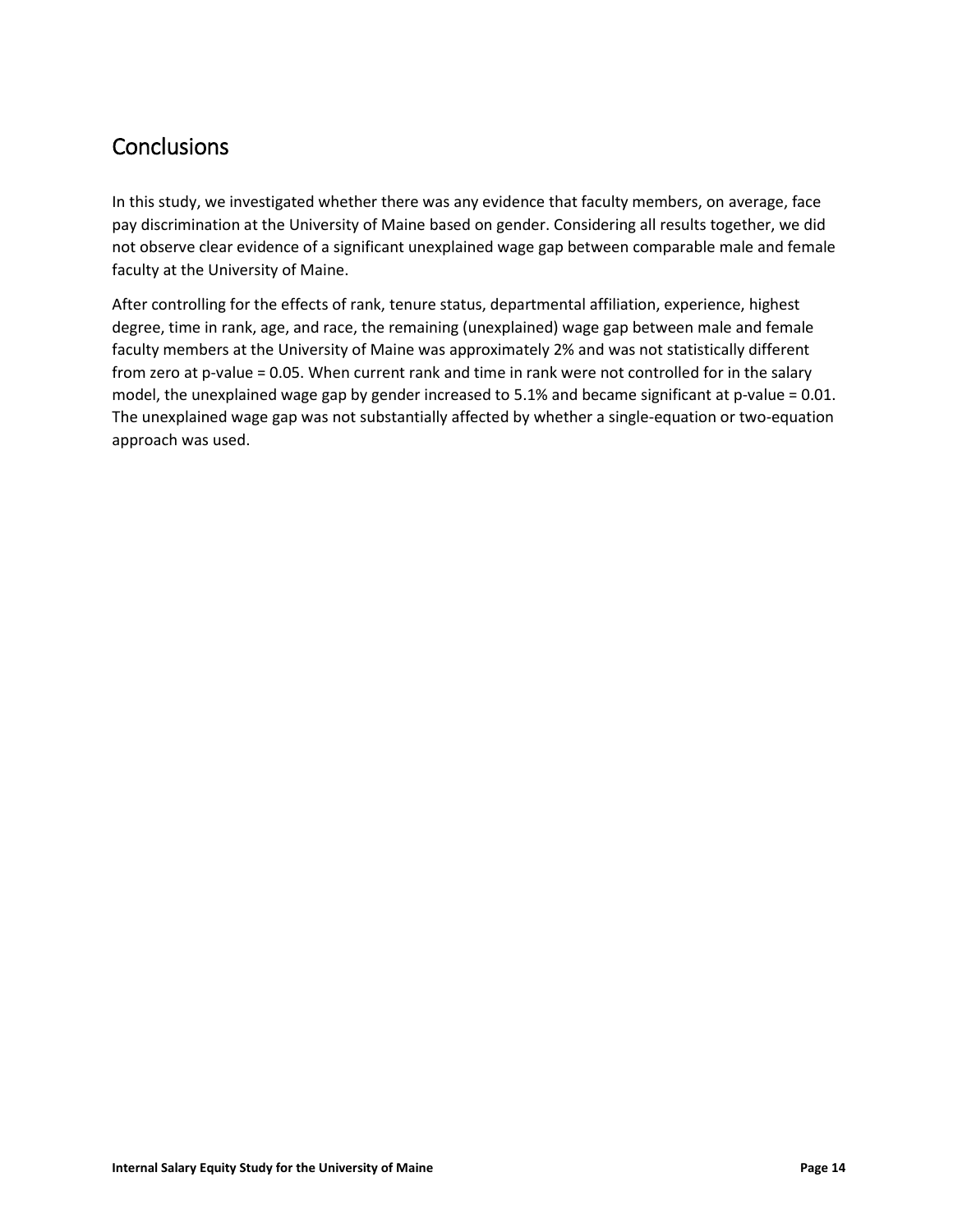## Conclusions

In this study, we investigated whether there was any evidence that faculty members, on average, face pay discrimination at the University of Maine based on gender. Considering all results together, we did not observe clear evidence of a significant unexplained wage gap between comparable male and female faculty at the University of Maine.

After controlling for the effects of rank, tenure status, departmental affiliation, experience, highest degree, time in rank, age, and race, the remaining (unexplained) wage gap between male and female faculty members at the University of Maine was approximately 2% and was not statistically different from zero at p-value = 0.05. When current rank and time in rank were not controlled for in the salary model, the unexplained wage gap by gender increased to 5.1% and became significant at p-value = 0.01. The unexplained wage gap was not substantially affected by whether a single-equation or two-equation approach was used.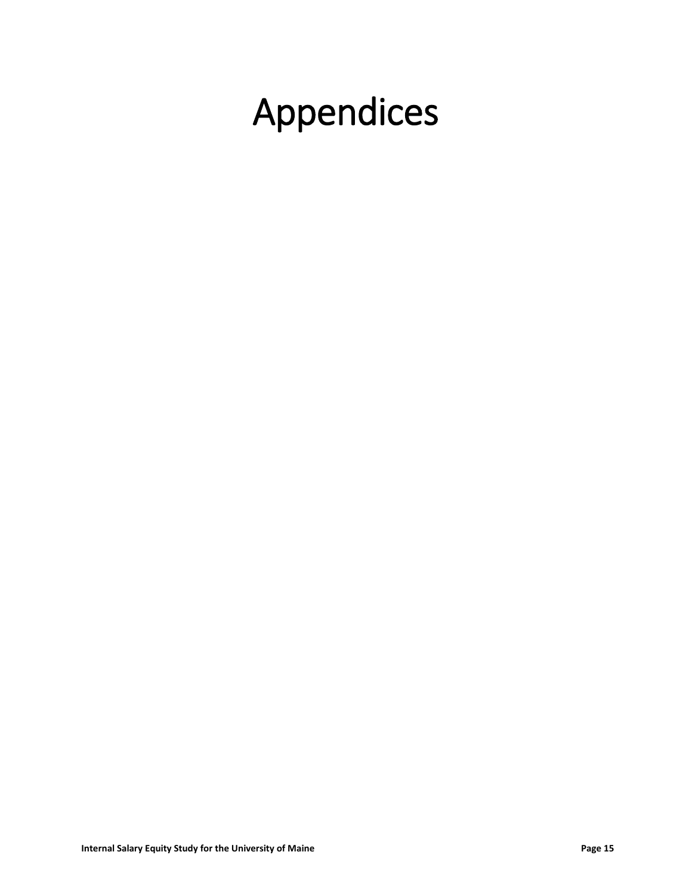# Appendices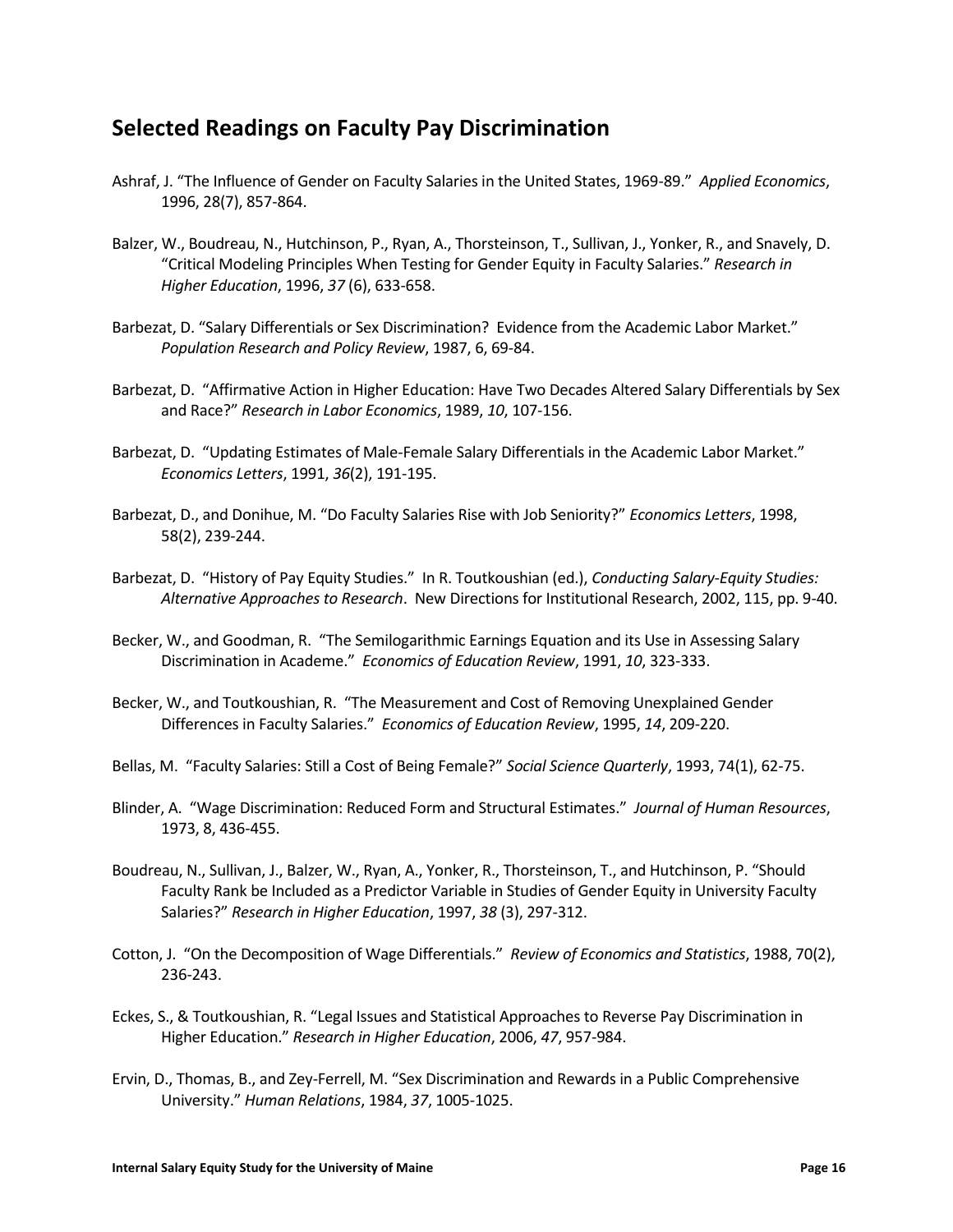## Selected Readings on Faculty Pay Discrimination

Ashraf, J. "The Influence of Gender on Faculty Salaries in the United States, 1969-89." *Applied Economics*, 1996, 28(7), 857-864.

Balzer, W., Boudreau, N., Hutchinson, P., Ryan, A., Thorsteinson, T., Sullivan, J., Yonker, R., and Snavely, D. "Critical Modeling Principles When Testing for Gender Equity in Faculty Salaries." *Research in Higher Education*, 1996, *37* (6), 633-658.

Barbezat, D. "Salary Differentials or Sex Discrimination? Evidence from the Academic Labor Market." *Population Research and Policy Review*, 1987, 6, 69-84.

Barbezat, D. "Affirmative Action in Higher Education: Have Two Decades Altered Salary Differentials by Sex and Race?" *Research in Labor Economics*, 1989, *10*, 107-156.

Barbezat, D. "Updating Estimates of Male-Female Salary Differentials in the Academic Labor Market." *Economics Letters*, 1991, *36*(2), 191-195.

Barbezat, D., and Donihue, M. "Do Faculty Salaries Rise with Job Seniority?" *Economics Letters*, 1998, 58(2), 239-244.

Barbezat, D. "History of Pay Equity Studies." In R. Toutkoushian (ed.), *Conducting Salary-Equity Studies: Alternative Approaches to Research*. New Directions for Institutional Research, 2002, 115, pp. 9-40.

Becker, W., and Goodman, R. "The Semilogarithmic Earnings Equation and its Use in Assessing Salary Discrimination in Academe." *Economics of Education Review*, 1991, *10*, 323-333.

Becker, W., and Toutkoushian, R. "The Measurement and Cost of Removing Unexplained Gender Differences in Faculty Salaries." *Economics of Education Review*, 1995, *14*, 209-220.

Bellas, M. "Faculty Salaries: Still a Cost of Being Female?" *Social Science Quarterly*, 1993, 74(1), 62-75.

Blinder, A. "Wage Discrimination: Reduced Form and Structural Estimates." *Journal of Human Resources*, 1973, 8, 436-455.

Boudreau, N., Sullivan, J., Balzer, W., Ryan, A., Yonker, R., Thorsteinson, T., and Hutchinson, P. "Should Faculty Rank be Included as a Predictor Variable in Studies of Gender Equity in University Faculty Salaries?" *Research in Higher Education*, 1997, *38* (3), 297-312.

Cotton, J. "On the Decomposition of Wage Differentials." *Review of Economics and Statistics*, 1988, 70(2), 236-243.

Eckes, S., & Toutkoushian, R. "Legal Issues and Statistical Approaches to Reverse Pay Discrimination in Higher Education." *Research in Higher Education*, 2006, *47*, 957-984.

Ervin, D., Thomas, B., and Zey-Ferrell, M. "Sex Discrimination and Rewards in a Public Comprehensive University." *Human Relations*, 1984, *37*, 1005-1025.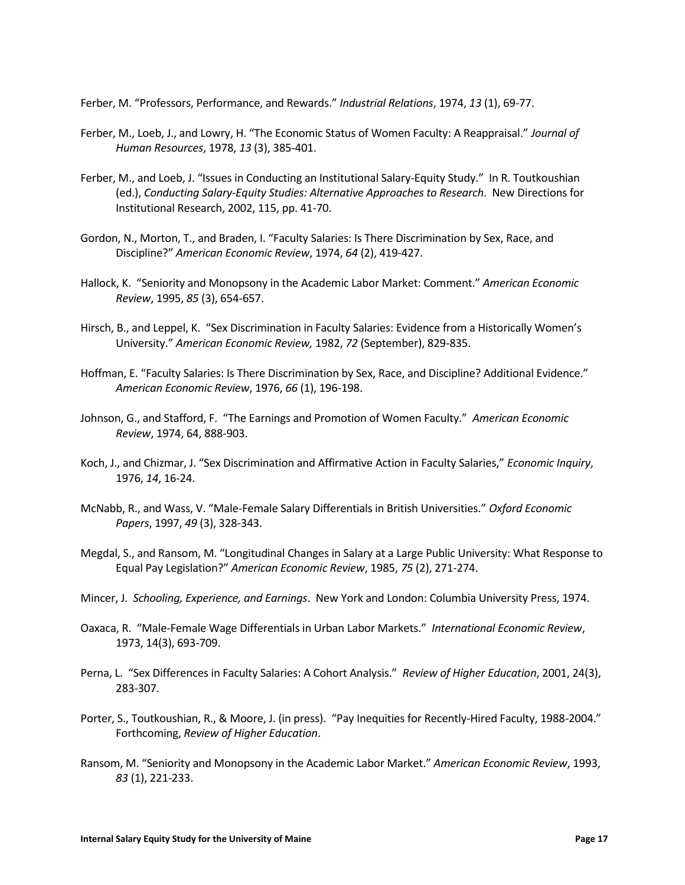Ferber, M. “Professors, Performance, and Rewards.” *Industrial Relations*, 1974, *13* (1), 69-77.

Ferber, M., Loeb, J., and Lowry, H. “The Economic Status of Women Faculty: A Reappraisal.” *Journal of Human Resources*, 1978, *13* (3), 385-401.

Ferber, M., and Loeb, J. “Issues in Conducting an Institutional Salary-Equity Study.” In R. Toutkoushian (ed.), *Conducting Salary-Equity Studies: Alternative Approaches to Research*. New Directions for Institutional Research, 2002, 115, pp. 41-70.

Gordon, N., Morton, T., and Braden, I. “Faculty Salaries: Is There Discrimination by Sex, Race, and Discipline?” *American Economic Review*, 1974, *64* (2), 419-427.

Hallock, K. “Seniority and Monopsony in the Academic Labor Market: Comment.” *American Economic Review*, 1995, *85* (3), 654-657.

Hirsch, B., and Leppel, K. “Sex Discrimination in Faculty Salaries: Evidence from a Historically Women’s University.” *American Economic Review,* 1982, *72* (September), 829-835.

Hoffman, E. “Faculty Salaries: Is There Discrimination by Sex, Race, and Discipline? Additional Evidence.” *American Economic Review*, 1976, *66* (1), 196-198.

Johnson, G., and Stafford, F. “The Earnings and Promotion of Women Faculty.” *American Economic Review*, 1974, 64, 888-903.

Koch, J., and Chizmar, J. “Sex Discrimination and Affirmative Action in Faculty Salaries,” *Economic Inquiry*, 1976, *14*, 16-24.

McNabb, R., and Wass, V. “Male-Female Salary Differentials in British Universities.” *Oxford Economic Papers*, 1997, *49* (3), 328-343.

Megdal, S., and Ransom, M. “Longitudinal Changes in Salary at a Large Public University: What Response to Equal Pay Legislation?” *American Economic Review*, 1985, *75* (2), 271-274.

Mincer, J. *Schooling, Experience, and Earnings*. New York and London: Columbia University Press, 1974.

Oaxaca, R. “Male-Female Wage Differentials in Urban Labor Markets.” *International Economic Review*, 1973, 14(3), 693-709.

Perna, L. “Sex Differences in Faculty Salaries: A Cohort Analysis.” *Review of Higher Education*, 2001, 24(3), 283-307.

Porter, S., Toutkoushian, R., & Moore, J. (in press). “Pay Inequities for Recently-Hired Faculty, 1988-2004.” Forthcoming, *Review of Higher Education*.

Ransom, M. “Seniority and Monopsony in the Academic Labor Market.” *American Economic Review*, 1993, *83* (1), 221-233.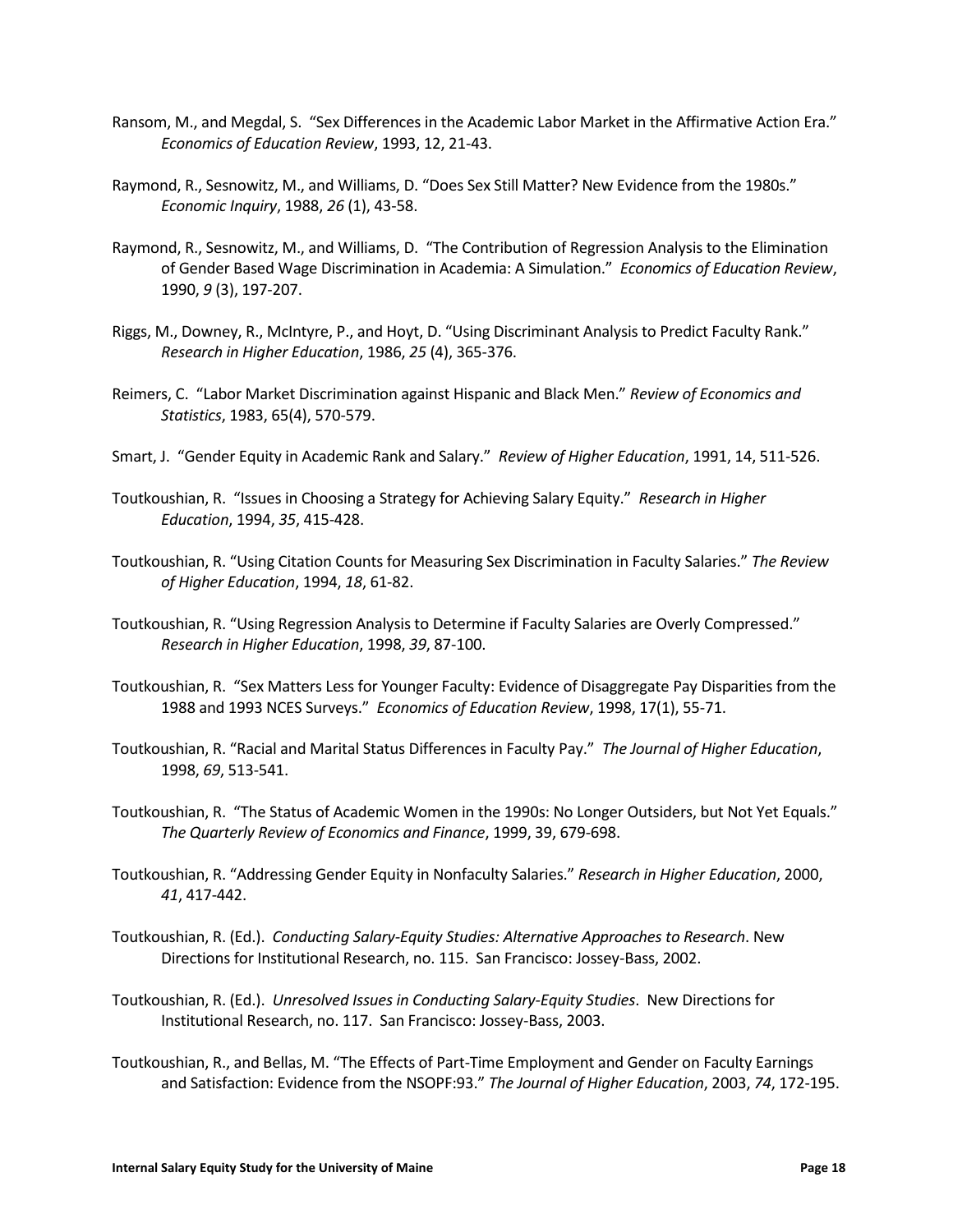Ransom, M., and Megdal, S. "Sex Differences in the Academic Labor Market in the Affirmative Action Era." *Economics of Education Review*, 1993, 12, 21-43.

Raymond, R., Sesnowitz, M., and Williams, D. "Does Sex Still Matter? New Evidence from the 1980s." *Economic Inquiry*, 1988, *26* (1), 43-58.

Raymond, R., Sesnowitz, M., and Williams, D. "The Contribution of Regression Analysis to the Elimination of Gender Based Wage Discrimination in Academia: A Simulation." *Economics of Education Review*, 1990, *9* (3), 197-207.

Riggs, M., Downey, R., McIntyre, P., and Hoyt, D. "Using Discriminant Analysis to Predict Faculty Rank." *Research in Higher Education*, 1986, *25* (4), 365-376.

Reimers, C. "Labor Market Discrimination against Hispanic and Black Men." *Review of Economics and Statistics*, 1983, 65(4), 570-579.

Smart, J. "Gender Equity in Academic Rank and Salary." *Review of Higher Education*, 1991, 14, 511-526.

Toutkoushian, R. "Issues in Choosing a Strategy for Achieving Salary Equity." *Research in Higher Education*, 1994, *35*, 415-428.

Toutkoushian, R. "Using Citation Counts for Measuring Sex Discrimination in Faculty Salaries." *The Review of Higher Education*, 1994, *18*, 61-82.

Toutkoushian, R. "Using Regression Analysis to Determine if Faculty Salaries are Overly Compressed." *Research in Higher Education*, 1998, *39*, 87-100.

Toutkoushian, R. "Sex Matters Less for Younger Faculty: Evidence of Disaggregate Pay Disparities from the 1988 and 1993 NCES Surveys." *Economics of Education Review*, 1998, 17(1), 55-71.

Toutkoushian, R. "Racial and Marital Status Differences in Faculty Pay." *The Journal of Higher Education*, 1998, *69*, 513-541.

Toutkoushian, R. "The Status of Academic Women in the 1990s: No Longer Outsiders, but Not Yet Equals." *The Quarterly Review of Economics and Finance*, 1999, 39, 679-698.

Toutkoushian, R. "Addressing Gender Equity in Nonfaculty Salaries." *Research in Higher Education*, 2000, *41*, 417-442.

Toutkoushian, R. (Ed.). *Conducting Salary-Equity Studies: Alternative Approaches to Research*. New Directions for Institutional Research, no. 115. San Francisco: Jossey-Bass, 2002.

Toutkoushian, R. (Ed.). *Unresolved Issues in Conducting Salary-Equity Studies*. New Directions for Institutional Research, no. 117. San Francisco: Jossey-Bass, 2003.

Toutkoushian, R., and Bellas, M. "The Effects of Part-Time Employment and Gender on Faculty Earnings and Satisfaction: Evidence from the NSOPF:93." *The Journal of Higher Education*, 2003, *74*, 172-195.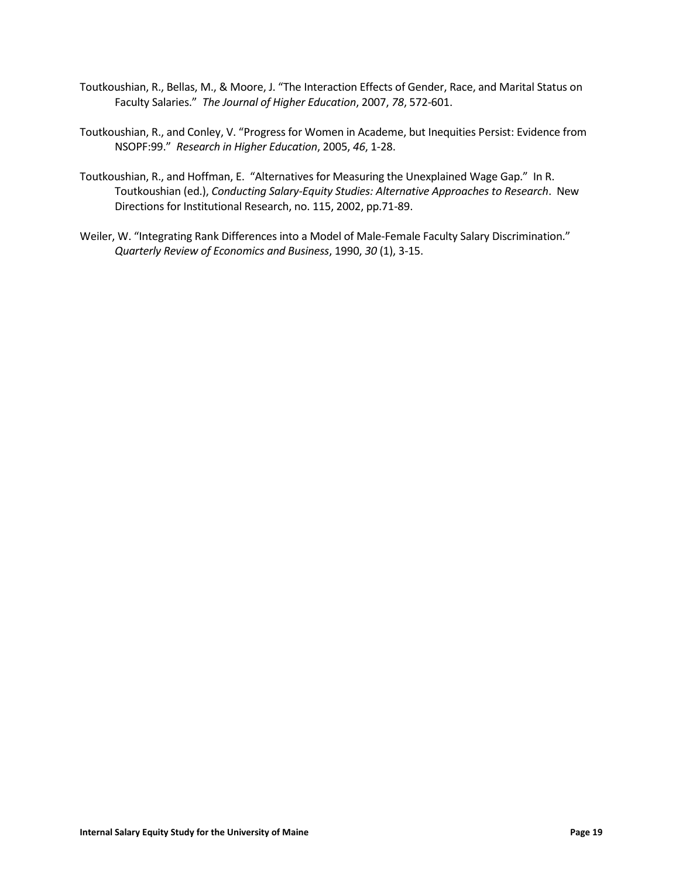Toutkoushian, R., Bellas, M., & Moore, J. "The Interaction Effects of Gender, Race, and Marital Status on Faculty Salaries." *The Journal of Higher Education*, 2007, *78*, 572-601.

Toutkoushian, R., and Conley, V. "Progress for Women in Academe, but Inequities Persist: Evidence from NSOPF:99." *Research in Higher Education*, 2005, *46*, 1-28.

Toutkoushian, R., and Hoffman, E. "Alternatives for Measuring the Unexplained Wage Gap." In R. Toutkoushian (ed.), *Conducting Salary-Equity Studies: Alternative Approaches to Research*. New Directions for Institutional Research, no. 115, 2002, pp.71-89.

Weiler, W. "Integrating Rank Differences into a Model of Male-Female Faculty Salary Discrimination." *Quarterly Review of Economics and Business*, 1990, *30* (1), 3-15.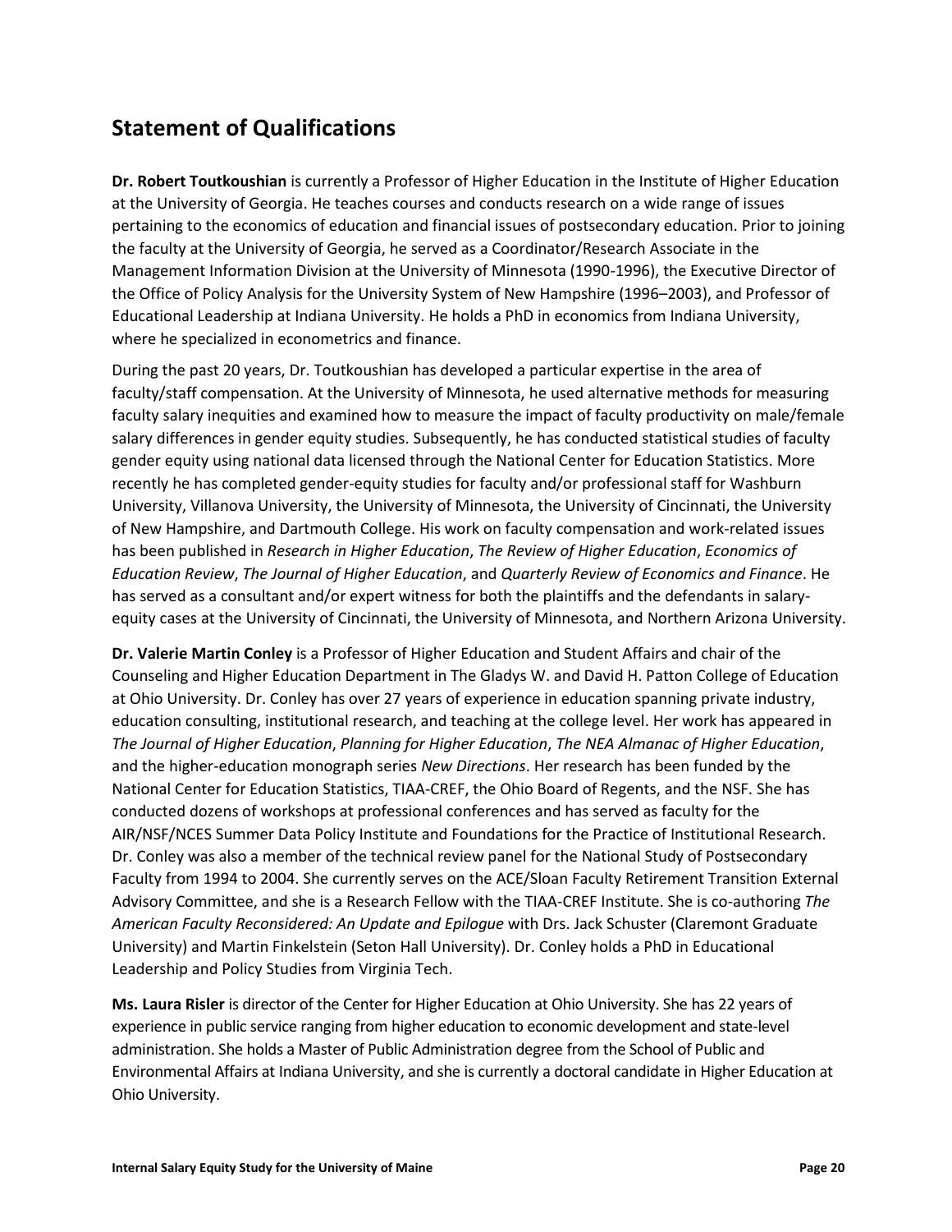## Statement of Qualifications

**Dr. Robert Toutkoushian** is currently a Professor of Higher Education in the Institute of Higher Education at the University of Georgia. He teaches courses and conducts research on a wide range of issues pertaining to the economics of education and financial issues of postsecondary education. Prior to joining the faculty at the University of Georgia, he served as a Coordinator/Research Associate in the Management Information Division at the University of Minnesota (1990-1996), the Executive Director of the Office of Policy Analysis for the University System of New Hampshire (1996–2003), and Professor of Educational Leadership at Indiana University. He holds a PhD in economics from Indiana University, where he specialized in econometrics and finance.

During the past 20 years, Dr. Toutkoushian has developed a particular expertise in the area of faculty/staff compensation. At the University of Minnesota, he used alternative methods for measuring faculty salary inequities and examined how to measure the impact of faculty productivity on male/female salary differences in gender equity studies. Subsequently, he has conducted statistical studies of faculty gender equity using national data licensed through the National Center for Education Statistics. More recently he has completed gender-equity studies for faculty and/or professional staff for Washburn University, Villanova University, the University of Minnesota, the University of Cincinnati, the University of New Hampshire, and Dartmouth College. His work on faculty compensation and work-related issues has been published in *Research in Higher Education*, *The Review of Higher Education*, *Economics of Education Review*, *The Journal of Higher Education*, and *Quarterly Review of Economics and Finance*. He has served as a consultant and/or expert witness for both the plaintiffs and the defendants in salary-equity cases at the University of Cincinnati, the University of Minnesota, and Northern Arizona University.

**Dr. Valerie Martin Conley** is a Professor of Higher Education and Student Affairs and chair of the Counseling and Higher Education Department in The Gladys W. and David H. Patton College of Education at Ohio University. Dr. Conley has over 27 years of experience in education spanning private industry, education consulting, institutional research, and teaching at the college level. Her work has appeared in *The Journal of Higher Education*, *Planning for Higher Education*, *The NEA Almanac of Higher Education*, and the higher-education monograph series *New Directions*. Her research has been funded by the National Center for Education Statistics, TIAA-CREF, the Ohio Board of Regents, and the NSF. She has conducted dozens of workshops at professional conferences and has served as faculty for the AIR/NSF/NCES Summer Data Policy Institute and Foundations for the Practice of Institutional Research. Dr. Conley was also a member of the technical review panel for the National Study of Postsecondary Faculty from 1994 to 2004. She currently serves on the ACE/Sloan Faculty Retirement Transition External Advisory Committee, and she is a Research Fellow with the TIAA-CREF Institute. She is co-authoring *The American Faculty Reconsidered: An Update and Epilogue* with Drs. Jack Schuster (Claremont Graduate University) and Martin Finkelstein (Seton Hall University). Dr. Conley holds a PhD in Educational Leadership and Policy Studies from Virginia Tech.

**Ms. Laura Risler** is director of the Center for Higher Education at Ohio University. She has 22 years of experience in public service ranging from higher education to economic development and state-level administration. She holds a Master of Public Administration degree from the School of Public and Environmental Affairs at Indiana University, and she is currently a doctoral candidate in Higher Education at Ohio University.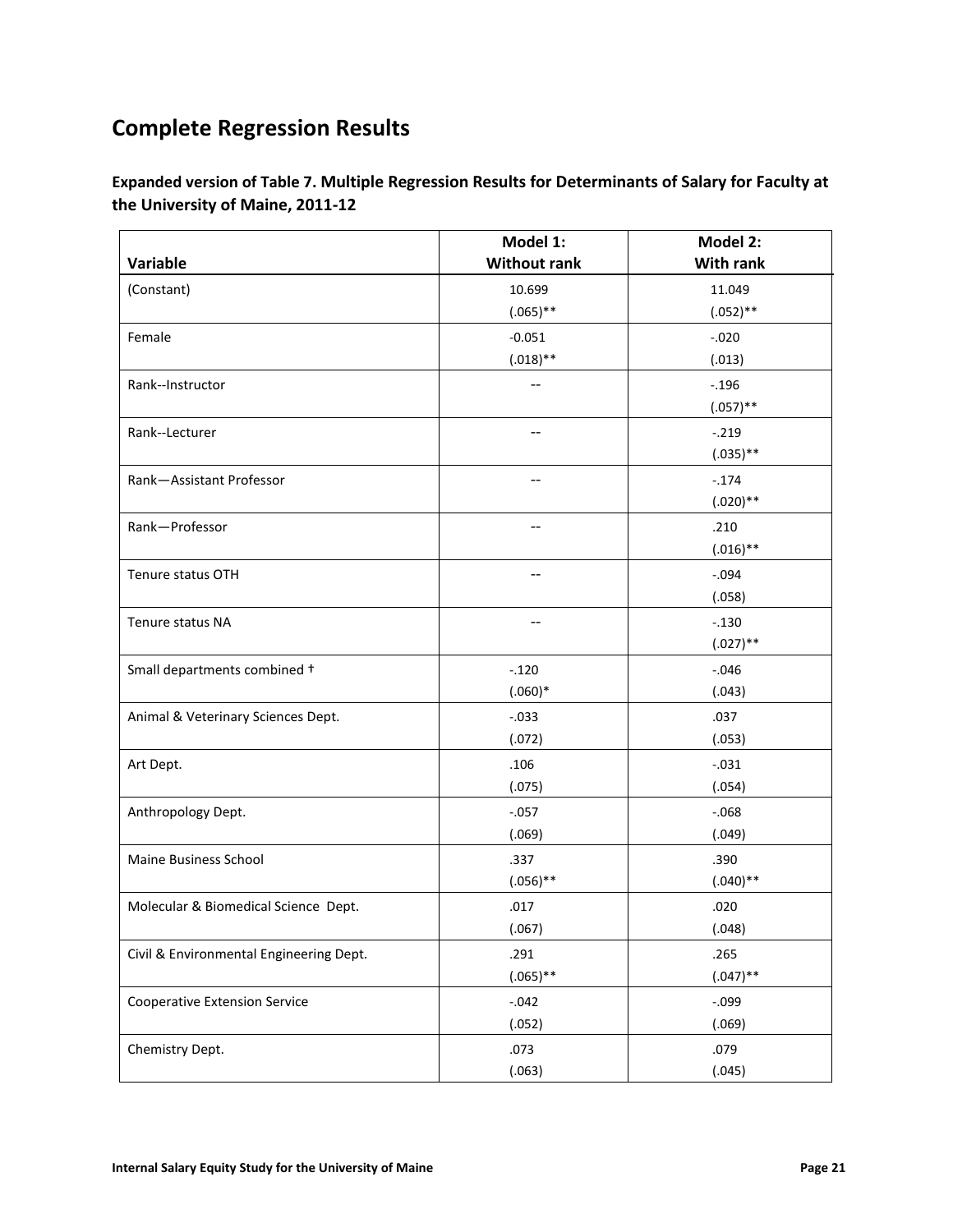# Complete Regression Results

**Expanded version of Table 7. Multiple Regression Results for Determinants of Salary for Faculty at the University of Maine, 2011-12**

| Variable | Model 1: Without rank | Model 2: With rank |
|---|---|---|
| (Constant) | 10.699<br>(.065)** | 11.049<br>(.052)** |
| Female | -0.051<br>(.018)** | -.020<br>(.013) |
| Rank--Instructor | -- | -.196<br>(.057)** |
| Rank--Lecturer | -- | -.219<br>(.035)** |
| Rank—Assistant Professor | -- | -.174<br>(.020)** |
| Rank—Professor | -- | .210<br>(.016)** |
| Tenure status OTH | -- | -.094<br>(.058) |
| Tenure status NA | -- | -.130<br>(.027)** |
| Small departments combined † | -.120<br>(.060)* | -.046<br>(.043) |
| Animal & Veterinary Sciences Dept. | -.033<br>(.072) | .037<br>(.053) |
| Art Dept. | .106<br>(.075) | -.031<br>(.054) |
| Anthropology Dept. | -.057<br>(.069) | -.068<br>(.049) |
| Maine Business School | .337<br>(.056)** | .390<br>(.040)** |
| Molecular & Biomedical Science Dept. | .017<br>(.067) | .020<br>(.048) |
| Civil & Environmental Engineering Dept. | .291<br>(.065)** | .265<br>(.047)** |
| Cooperative Extension Service | -.042<br>(.052) | -.099<br>(.069) |
| Chemistry Dept. | .073<br>(.063) | .079<br>(.045) |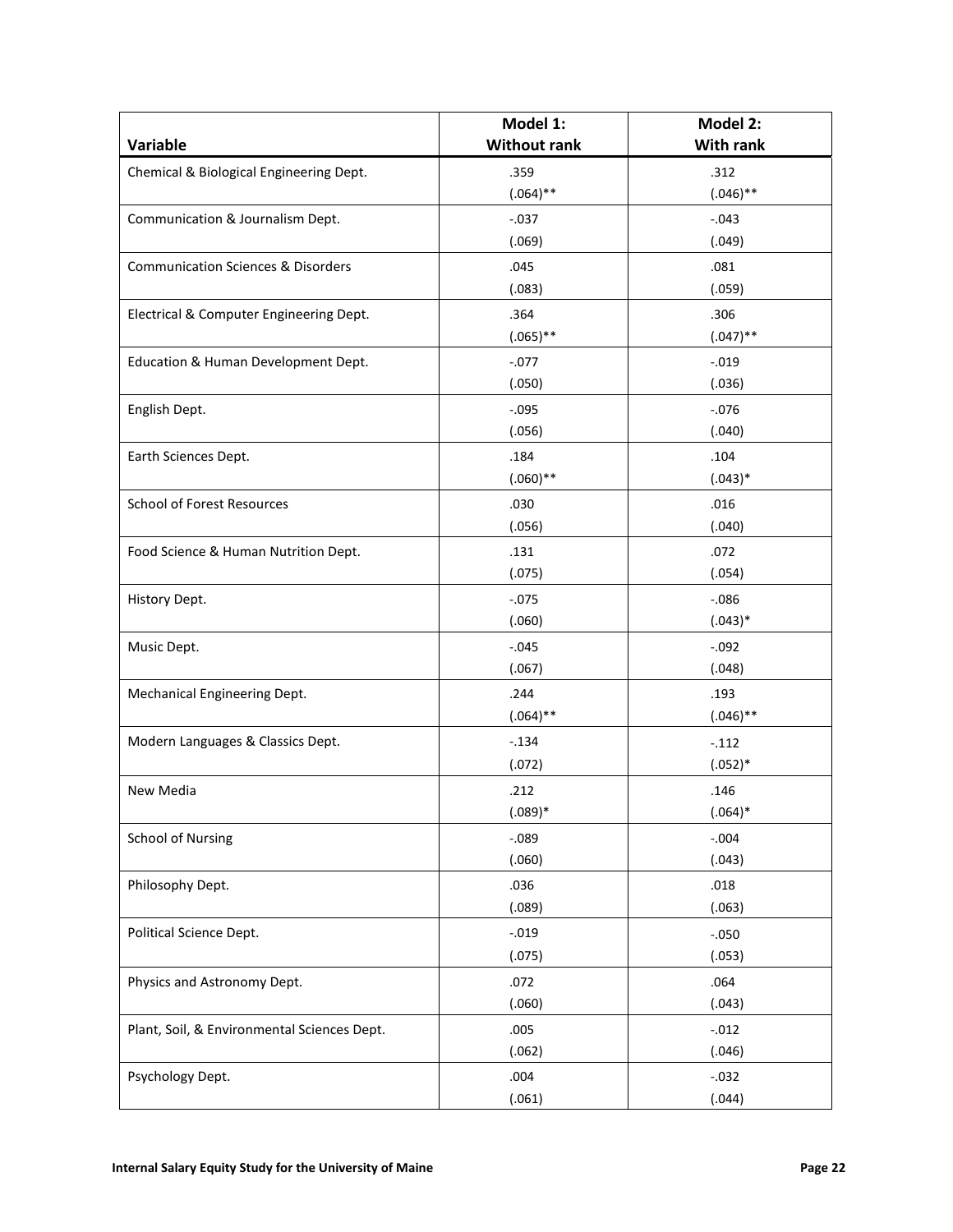| Variable | Model 1: Without rank | Model 2: With rank |
|---|---|---|
| Chemical & Biological Engineering Dept. | .359 (.064)** | .312 (.046)** |
| Communication & Journalism Dept. | -.037 (.069) | -.043 (.049) |
| Communication Sciences & Disorders | .045 (.083) | .081 (.059) |
| Electrical & Computer Engineering Dept. | .364 (.065)** | .306 (.047)** |
| Education & Human Development Dept. | -.077 (.050) | -.019 (.036) |
| English Dept. | -.095 (.056) | -.076 (.040) |
| Earth Sciences Dept. | .184 (.060)** | .104 (.043)* |
| School of Forest Resources | .030 (.056) | .016 (.040) |
| Food Science & Human Nutrition Dept. | .131 (.075) | .072 (.054) |
| History Dept. | -.075 (.060) | -.086 (.043)* |
| Music Dept. | -.045 (.067) | -.092 (.048) |
| Mechanical Engineering Dept. | .244 (.064)** | .193 (.046)** |
| Modern Languages & Classics Dept. | -.134 (.072) | -.112 (.052)* |
| New Media | .212 (.089)* | .146 (.064)* |
| School of Nursing | -.089 (.060) | -.004 (.043) |
| Philosophy Dept. | .036 (.089) | .018 (.063) |
| Political Science Dept. | -.019 (.075) | -.050 (.053) |
| Physics and Astronomy Dept. | .072 (.060) | .064 (.043) |
| Plant, Soil, & Environmental Sciences Dept. | .005 (.062) | -.012 (.046) |
| Psychology Dept. | .004 (.061) | -.032 (.044) |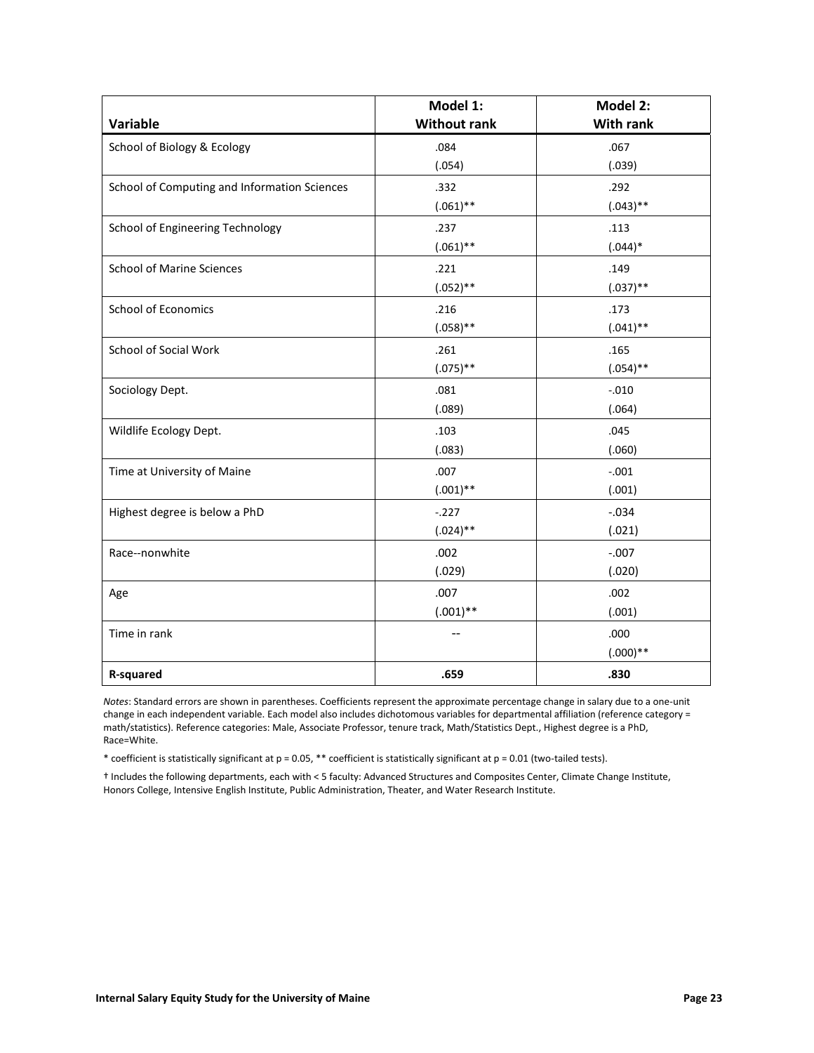| Variable | Model 1: Without rank | Model 2: With rank |
| --- | --- | --- |
| School of Biology & Ecology | .084 (.054) | .067 (.039) |
| School of Computing and Information Sciences | .332 (.061)** | .292 (.043)** |
| School of Engineering Technology | .237 (.061)** | .113 (.044)* |
| School of Marine Sciences | .221 (.052)** | .149 (.037)** |
| School of Economics | .216 (.058)** | .173 (.041)** |
| School of Social Work | .261 (.075)** | .165 (.054)** |
| Sociology Dept. | .081 (.089) | -.010 (.064) |
| Wildlife Ecology Dept. | .103 (.083) | .045 (.060) |
| Time at University of Maine | .007 (.001)** | -.001 (.001) |
| Highest degree is below a PhD | -.227 (.024)** | -.034 (.021) |
| Race--nonwhite | .002 (.029) | -.007 (.020) |
| Age | .007 (.001)** | .002 (.001) |
| Time in rank | -- | .000 (.000)** |
| **R-squared** | **.659** | **.830** |

*Notes*: Standard errors are shown in parentheses. Coefficients represent the approximate percentage change in salary due to a one-unit change in each independent variable. Each model also includes dichotomous variables for departmental affiliation (reference category = math/statistics). Reference categories: Male, Associate Professor, tenure track, Math/Statistics Dept., Highest degree is a PhD, Race=White.

* coefficient is statistically significant at p = 0.05, ** coefficient is statistically significant at p = 0.01 (two-tailed tests).

† Includes the following departments, each with < 5 faculty: Advanced Structures and Composites Center, Climate Change Institute, Honors College, Intensive English Institute, Public Administration, Theater, and Water Research Institute.